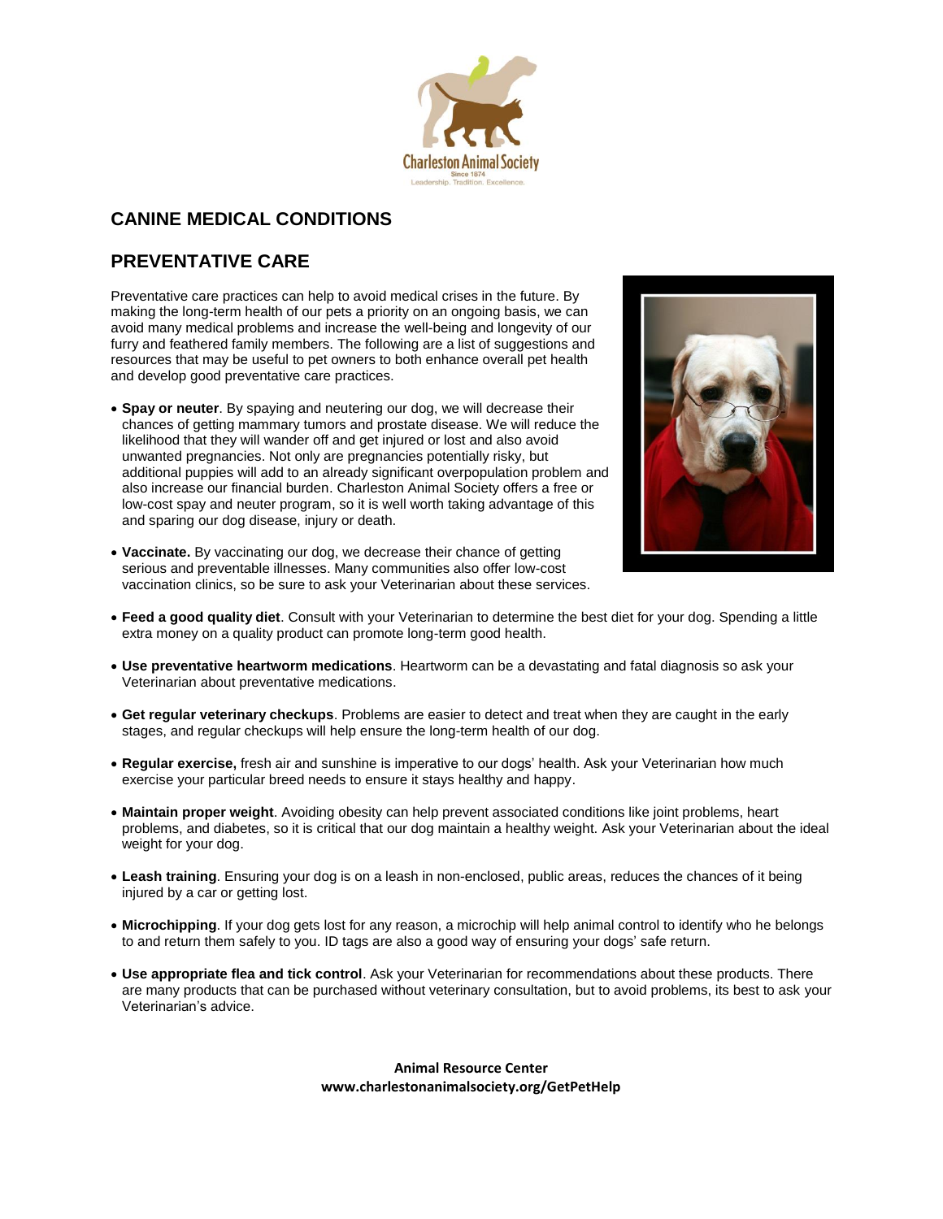Charleston Animal Society
Since 1874
Leadership. Tradition. Excellence.

## CANINE MEDICAL CONDITIONS

## PREVENTATIVE CARE

Preventative care practices can help to avoid medical crises in the future. By making the long-term health of our pets a priority on an ongoing basis, we can avoid many medical problems and increase the well-being and longevity of our furry and feathered family members. The following are a list of suggestions and resources that may be useful to pet owners to both enhance overall pet health and develop good preventative care practices.

- **Spay or neuter**. By spaying and neutering our dog, we will decrease their chances of getting mammary tumors and prostate disease. We will reduce the likelihood that they will wander off and get injured or lost and also avoid unwanted pregnancies. Not only are pregnancies potentially risky, but additional puppies will add to an already significant overpopulation problem and also increase our financial burden. Charleston Animal Society offers a free or low-cost spay and neuter program, so it is well worth taking advantage of this and sparing our dog disease, injury or death.
- **Vaccinate.** By vaccinating our dog, we decrease their chance of getting serious and preventable illnesses. Many communities also offer low-cost vaccination clinics, so be sure to ask your Veterinarian about these services.
- **Feed a good quality diet**. Consult with your Veterinarian to determine the best diet for your dog. Spending a little extra money on a quality product can promote long-term good health.
- **Use preventative heartworm medications**. Heartworm can be a devastating and fatal diagnosis so ask your Veterinarian about preventative medications.
- **Get regular veterinary checkups**. Problems are easier to detect and treat when they are caught in the early stages, and regular checkups will help ensure the long-term health of our dog.
- **Regular exercise,** fresh air and sunshine is imperative to our dogs' health. Ask your Veterinarian how much exercise your particular breed needs to ensure it stays healthy and happy.
- **Maintain proper weight**. Avoiding obesity can help prevent associated conditions like joint problems, heart problems, and diabetes, so it is critical that our dog maintain a healthy weight. Ask your Veterinarian about the ideal weight for your dog.
- **Leash training**. Ensuring your dog is on a leash in non-enclosed, public areas, reduces the chances of it being injured by a car or getting lost.
- **Microchipping**. If your dog gets lost for any reason, a microchip will help animal control to identify who he belongs to and return them safely to you. ID tags are also a good way of ensuring your dogs' safe return.
- **Use appropriate flea and tick control**. Ask your Veterinarian for recommendations about these products. There are many products that can be purchased without veterinary consultation, but to avoid problems, its best to ask your Veterinarian's advice.

**Animal Resource Center**
**www.charlestonanimalsociety.org/GetPetHelp**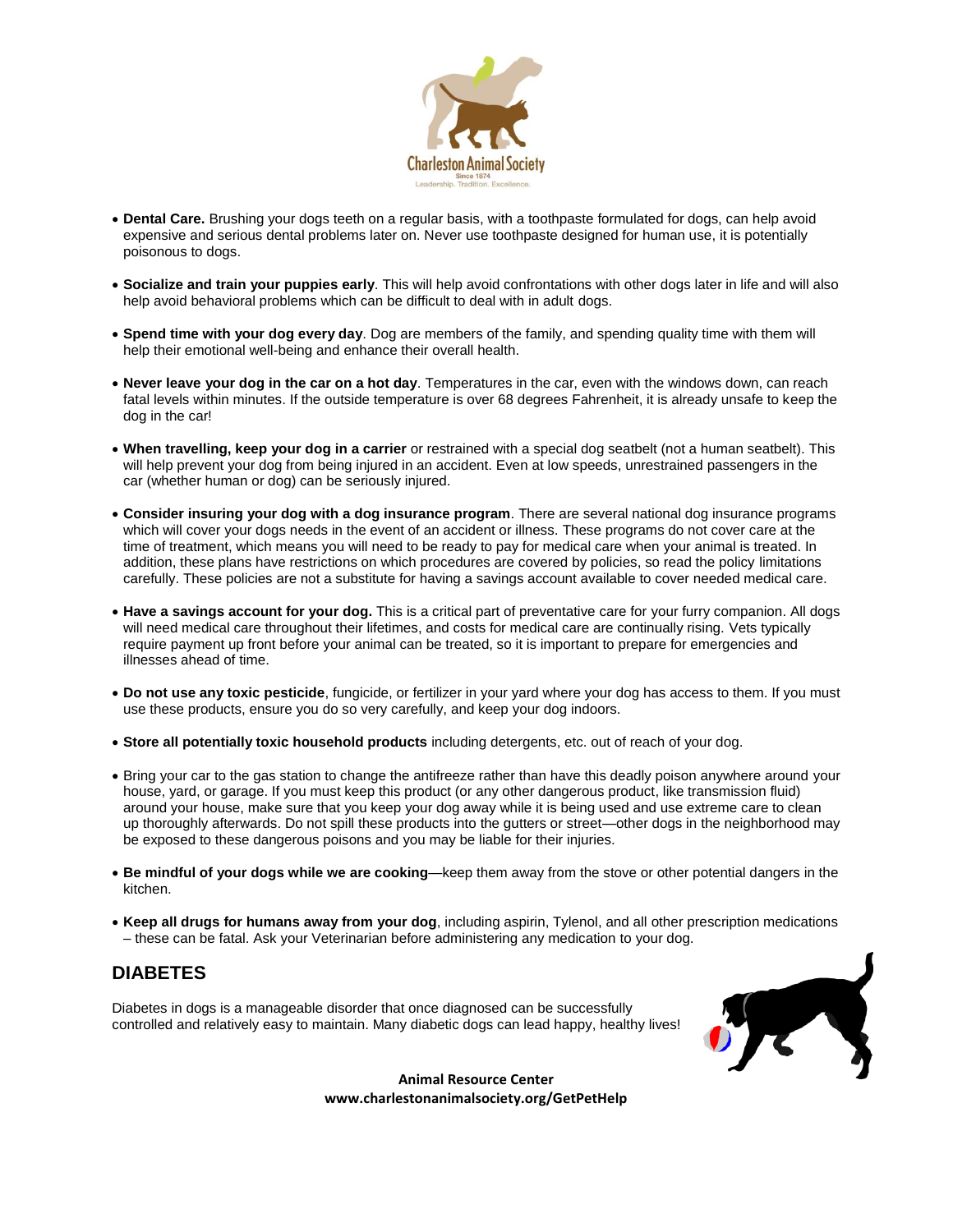- **Dental Care.** Brushing your dogs teeth on a regular basis, with a toothpaste formulated for dogs, can help avoid expensive and serious dental problems later on. Never use toothpaste designed for human use, it is potentially poisonous to dogs.

- **Socialize and train your puppies early**. This will help avoid confrontations with other dogs later in life and will also help avoid behavioral problems which can be difficult to deal with in adult dogs.

- **Spend time with your dog every day**. Dog are members of the family, and spending quality time with them will help their emotional well-being and enhance their overall health.

- **Never leave your dog in the car on a hot day**. Temperatures in the car, even with the windows down, can reach fatal levels within minutes. If the outside temperature is over 68 degrees Fahrenheit, it is already unsafe to keep the dog in the car!

- **When travelling, keep your dog in a carrier** or restrained with a special dog seatbelt (not a human seatbelt). This will help prevent your dog from being injured in an accident. Even at low speeds, unrestrained passengers in the car (whether human or dog) can be seriously injured.

- **Consider insuring your dog with a dog insurance program**. There are several national dog insurance programs which will cover your dogs needs in the event of an accident or illness. These programs do not cover care at the time of treatment, which means you will need to be ready to pay for medical care when your animal is treated. In addition, these plans have restrictions on which procedures are covered by policies, so read the policy limitations carefully. These policies are not a substitute for having a savings account available to cover needed medical care.

- **Have a savings account for your dog.** This is a critical part of preventative care for your furry companion. All dogs will need medical care throughout their lifetimes, and costs for medical care are continually rising. Vets typically require payment up front before your animal can be treated, so it is important to prepare for emergencies and illnesses ahead of time.

- **Do not use any toxic pesticide**, fungicide, or fertilizer in your yard where your dog has access to them. If you must use these products, ensure you do so very carefully, and keep your dog indoors.

- **Store all potentially toxic household products** including detergents, etc. out of reach of your dog.

- Bring your car to the gas station to change the antifreeze rather than have this deadly poison anywhere around your house, yard, or garage. If you must keep this product (or any other dangerous product, like transmission fluid) around your house, make sure that you keep your dog away while it is being used and use extreme care to clean up thoroughly afterwards. Do not spill these products into the gutters or street—other dogs in the neighborhood may be exposed to these dangerous poisons and you may be liable for their injuries.

- **Be mindful of your dogs while we are cooking**—keep them away from the stove or other potential dangers in the kitchen.

- **Keep all drugs for humans away from your dog**, including aspirin, Tylenol, and all other prescription medications – these can be fatal. Ask your Veterinarian before administering any medication to your dog.

## DIABETES

Diabetes in dogs is a manageable disorder that once diagnosed can be successfully controlled and relatively easy to maintain. Many diabetic dogs can lead happy, healthy lives!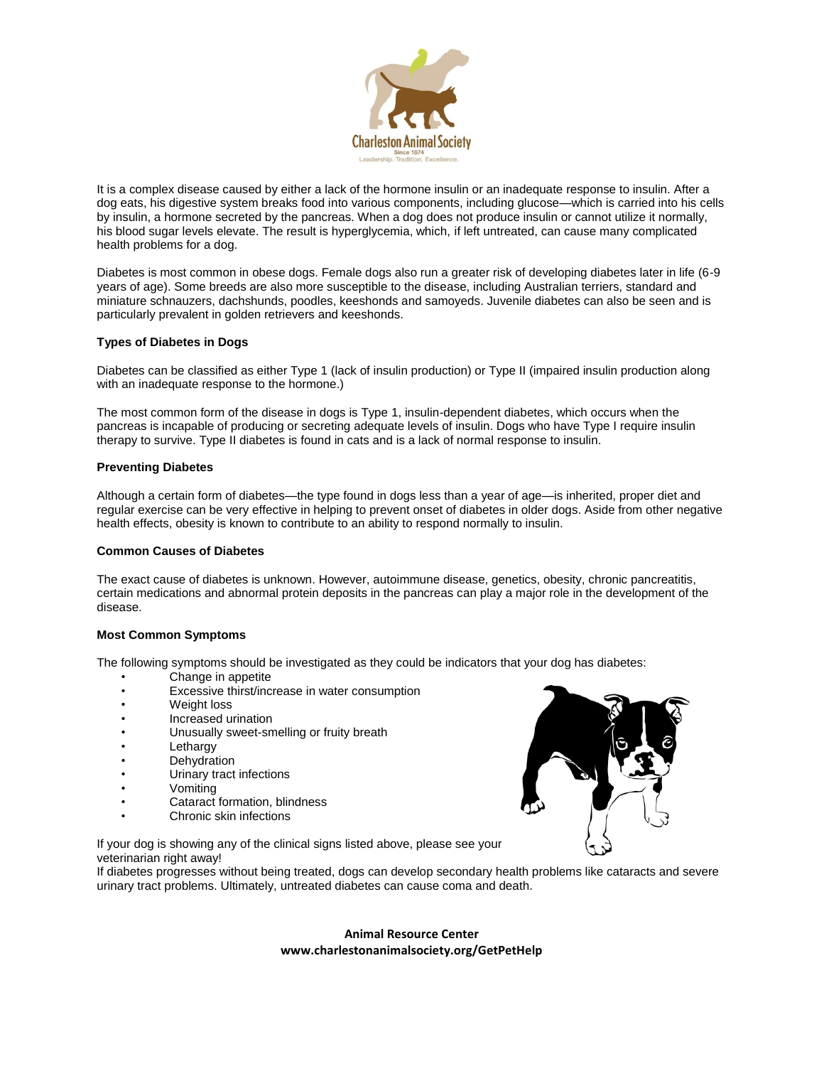It is a complex disease caused by either a lack of the hormone insulin or an inadequate response to insulin. After a dog eats, his digestive system breaks food into various components, including glucose—which is carried into his cells by insulin, a hormone secreted by the pancreas. When a dog does not produce insulin or cannot utilize it normally, his blood sugar levels elevate. The result is hyperglycemia, which, if left untreated, can cause many complicated health problems for a dog.

Diabetes is most common in obese dogs. Female dogs also run a greater risk of developing diabetes later in life (6-9 years of age). Some breeds are also more susceptible to the disease, including Australian terriers, standard and miniature schnauzers, dachshunds, poodles, keeshonds and samoyeds. Juvenile diabetes can also be seen and is particularly prevalent in golden retrievers and keeshonds.

**Types of Diabetes in Dogs**

Diabetes can be classified as either Type 1 (lack of insulin production) or Type II (impaired insulin production along with an inadequate response to the hormone.)

The most common form of the disease in dogs is Type 1, insulin-dependent diabetes, which occurs when the pancreas is incapable of producing or secreting adequate levels of insulin. Dogs who have Type I require insulin therapy to survive. Type II diabetes is found in cats and is a lack of normal response to insulin.

**Preventing Diabetes**

Although a certain form of diabetes—the type found in dogs less than a year of age—is inherited, proper diet and regular exercise can be very effective in helping to prevent onset of diabetes in older dogs. Aside from other negative health effects, obesity is known to contribute to an ability to respond normally to insulin.

**Common Causes of Diabetes**

The exact cause of diabetes is unknown. However, autoimmune disease, genetics, obesity, chronic pancreatitis, certain medications and abnormal protein deposits in the pancreas can play a major role in the development of the disease.

**Most Common Symptoms**

The following symptoms should be investigated as they could be indicators that your dog has diabetes:

- Change in appetite
- Excessive thirst/increase in water consumption
- Weight loss
- Increased urination
- Unusually sweet-smelling or fruity breath
- Lethargy
- Dehydration
- Urinary tract infections
- Vomiting
- Cataract formation, blindness
- Chronic skin infections

If your dog is showing any of the clinical signs listed above, please see your veterinarian right away!

If diabetes progresses without being treated, dogs can develop secondary health problems like cataracts and severe urinary tract problems. Ultimately, untreated diabetes can cause coma and death.

**Animal Resource Center**
**www.charlestonanimalsociety.org/GetPetHelp**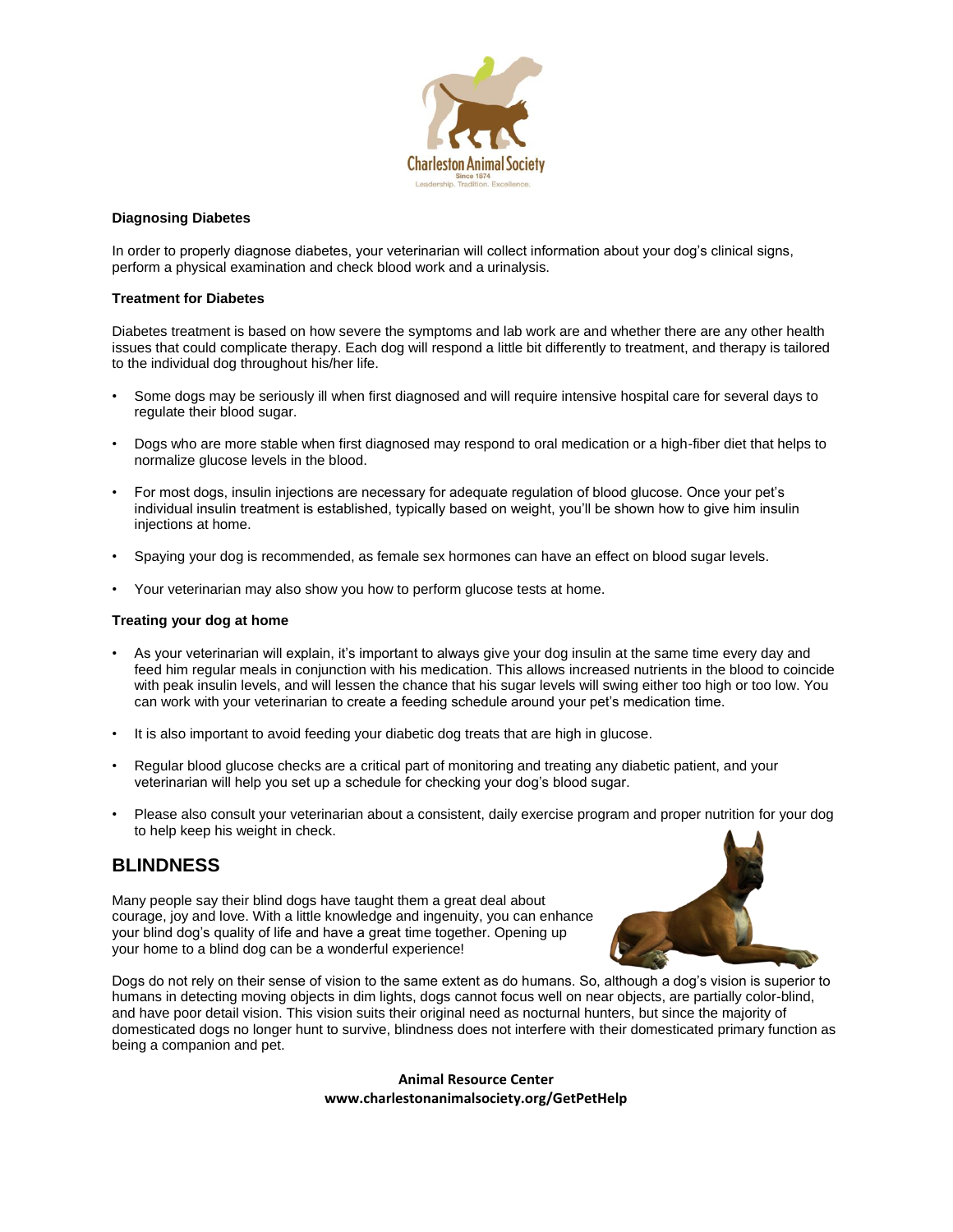**Diagnosing Diabetes**

In order to properly diagnose diabetes, your veterinarian will collect information about your dog's clinical signs, perform a physical examination and check blood work and a urinalysis.

**Treatment for Diabetes**

Diabetes treatment is based on how severe the symptoms and lab work are and whether there are any other health issues that could complicate therapy. Each dog will respond a little bit differently to treatment, and therapy is tailored to the individual dog throughout his/her life.

- Some dogs may be seriously ill when first diagnosed and will require intensive hospital care for several days to regulate their blood sugar.
- Dogs who are more stable when first diagnosed may respond to oral medication or a high-fiber diet that helps to normalize glucose levels in the blood.
- For most dogs, insulin injections are necessary for adequate regulation of blood glucose. Once your pet's individual insulin treatment is established, typically based on weight, you'll be shown how to give him insulin injections at home.
- Spaying your dog is recommended, as female sex hormones can have an effect on blood sugar levels.
- Your veterinarian may also show you how to perform glucose tests at home.

**Treating your dog at home**

- As your veterinarian will explain, it's important to always give your dog insulin at the same time every day and feed him regular meals in conjunction with his medication. This allows increased nutrients in the blood to coincide with peak insulin levels, and will lessen the chance that his sugar levels will swing either too high or too low. You can work with your veterinarian to create a feeding schedule around your pet's medication time.
- It is also important to avoid feeding your diabetic dog treats that are high in glucose.
- Regular blood glucose checks are a critical part of monitoring and treating any diabetic patient, and your veterinarian will help you set up a schedule for checking your dog's blood sugar.
- Please also consult your veterinarian about a consistent, daily exercise program and proper nutrition for your dog to help keep his weight in check.

## BLINDNESS

Many people say their blind dogs have taught them a great deal about courage, joy and love. With a little knowledge and ingenuity, you can enhance your blind dog's quality of life and have a great time together. Opening up your home to a blind dog can be a wonderful experience!

Dogs do not rely on their sense of vision to the same extent as do humans. So, although a dog's vision is superior to humans in detecting moving objects in dim lights, dogs cannot focus well on near objects, are partially color-blind, and have poor detail vision. This vision suits their original need as nocturnal hunters, but since the majority of domesticated dogs no longer hunt to survive, blindness does not interfere with their domesticated primary function as being a companion and pet.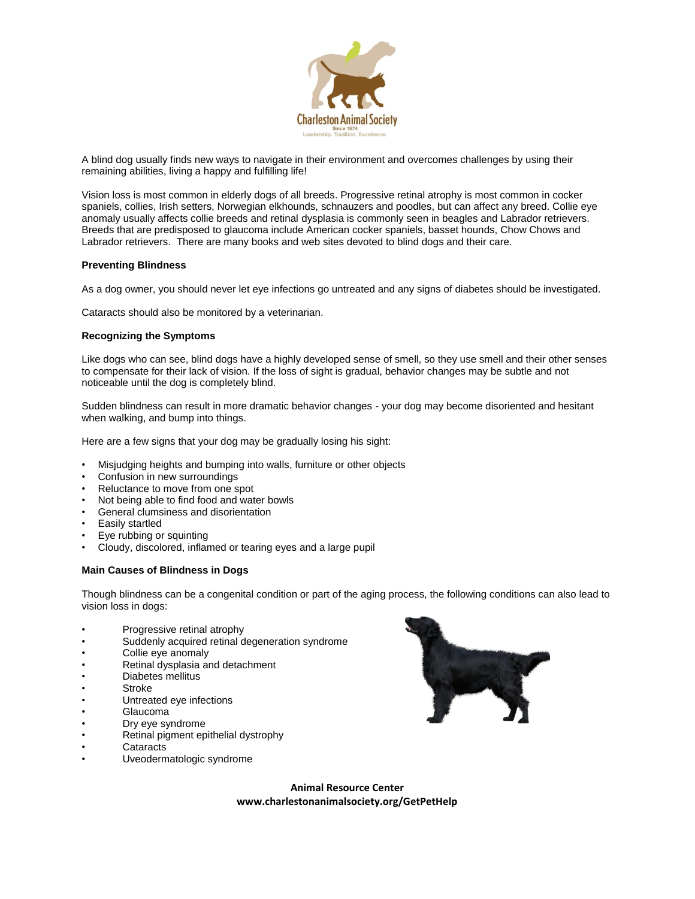A blind dog usually finds new ways to navigate in their environment and overcomes challenges by using their remaining abilities, living a happy and fulfilling life!

Vision loss is most common in elderly dogs of all breeds. Progressive retinal atrophy is most common in cocker spaniels, collies, Irish setters, Norwegian elkhounds, schnauzers and poodles, but can affect any breed. Collie eye anomaly usually affects collie breeds and retinal dysplasia is commonly seen in beagles and Labrador retrievers. Breeds that are predisposed to glaucoma include American cocker spaniels, basset hounds, Chow Chows and Labrador retrievers. There are many books and web sites devoted to blind dogs and their care.

### Preventing Blindness

As a dog owner, you should never let eye infections go untreated and any signs of diabetes should be investigated.

Cataracts should also be monitored by a veterinarian.

### Recognizing the Symptoms

Like dogs who can see, blind dogs have a highly developed sense of smell, so they use smell and their other senses to compensate for their lack of vision. If the loss of sight is gradual, behavior changes may be subtle and not noticeable until the dog is completely blind.

Sudden blindness can result in more dramatic behavior changes - your dog may become disoriented and hesitant when walking, and bump into things.

Here are a few signs that your dog may be gradually losing his sight:

- Misjudging heights and bumping into walls, furniture or other objects
- Confusion in new surroundings
- Reluctance to move from one spot
- Not being able to find food and water bowls
- General clumsiness and disorientation
- Easily startled
- Eye rubbing or squinting
- Cloudy, discolored, inflamed or tearing eyes and a large pupil

### Main Causes of Blindness in Dogs

Though blindness can be a congenital condition or part of the aging process, the following conditions can also lead to vision loss in dogs:

- Progressive retinal atrophy
- Suddenly acquired retinal degeneration syndrome
- Collie eye anomaly
- Retinal dysplasia and detachment
- Diabetes mellitus
- Stroke
- Untreated eye infections
- Glaucoma
- Dry eye syndrome
- Retinal pigment epithelial dystrophy
- Cataracts
- Uveodermatologic syndrome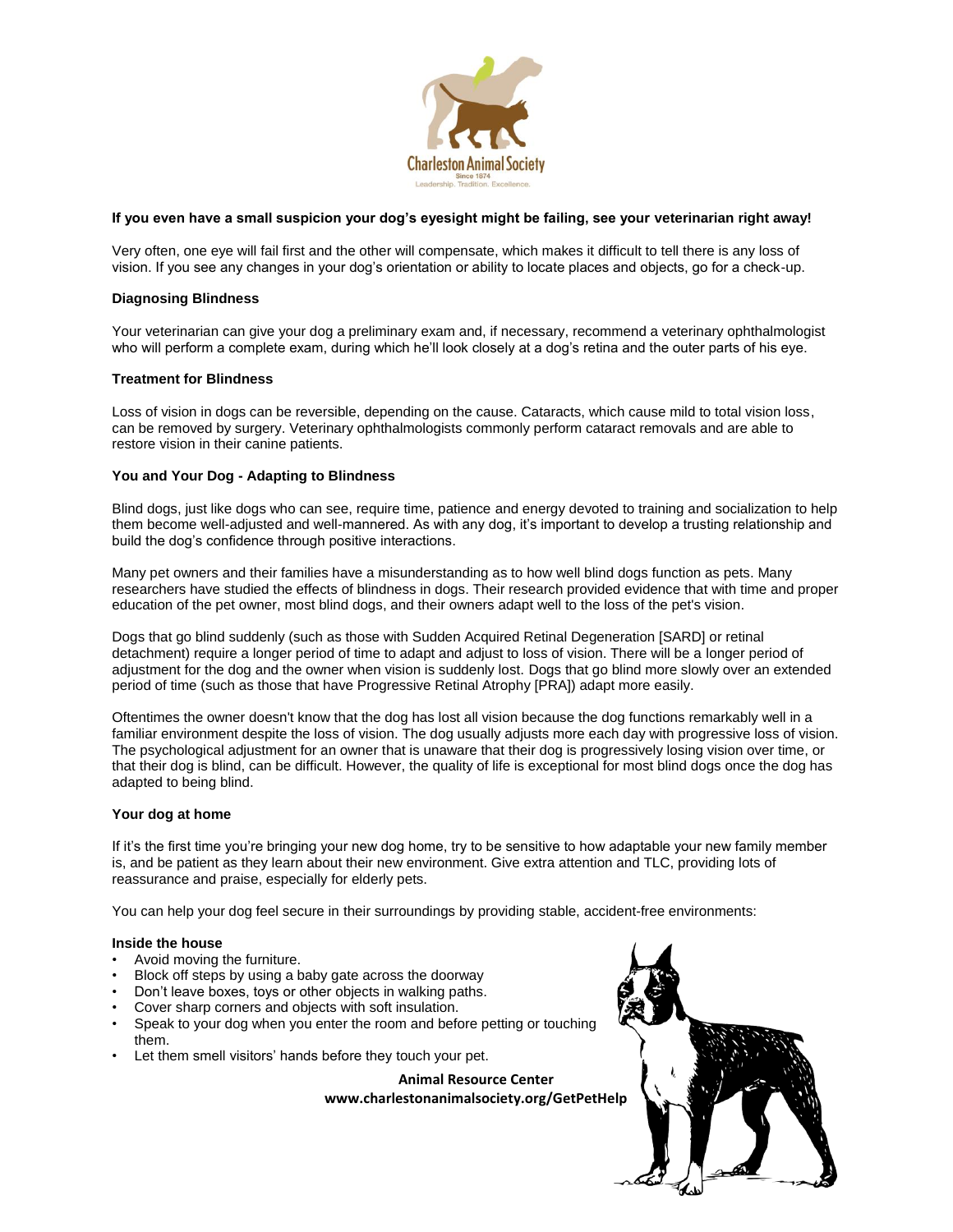**If you even have a small suspicion your dog's eyesight might be failing, see your veterinarian right away!**

Very often, one eye will fail first and the other will compensate, which makes it difficult to tell there is any loss of vision. If you see any changes in your dog's orientation or ability to locate places and objects, go for a check-up.

### Diagnosing Blindness

Your veterinarian can give your dog a preliminary exam and, if necessary, recommend a veterinary ophthalmologist who will perform a complete exam, during which he'll look closely at a dog's retina and the outer parts of his eye.

### Treatment for Blindness

Loss of vision in dogs can be reversible, depending on the cause. Cataracts, which cause mild to total vision loss, can be removed by surgery. Veterinary ophthalmologists commonly perform cataract removals and are able to restore vision in their canine patients.

### You and Your Dog - Adapting to Blindness

Blind dogs, just like dogs who can see, require time, patience and energy devoted to training and socialization to help them become well-adjusted and well-mannered. As with any dog, it's important to develop a trusting relationship and build the dog's confidence through positive interactions.

Many pet owners and their families have a misunderstanding as to how well blind dogs function as pets. Many researchers have studied the effects of blindness in dogs. Their research provided evidence that with time and proper education of the pet owner, most blind dogs, and their owners adapt well to the loss of the pet's vision.

Dogs that go blind suddenly (such as those with Sudden Acquired Retinal Degeneration [SARD] or retinal detachment) require a longer period of time to adapt and adjust to loss of vision. There will be a longer period of adjustment for the dog and the owner when vision is suddenly lost. Dogs that go blind more slowly over an extended period of time (such as those that have Progressive Retinal Atrophy [PRA]) adapt more easily.

Oftentimes the owner doesn't know that the dog has lost all vision because the dog functions remarkably well in a familiar environment despite the loss of vision. The dog usually adjusts more each day with progressive loss of vision. The psychological adjustment for an owner that is unaware that their dog is progressively losing vision over time, or that their dog is blind, can be difficult. However, the quality of life is exceptional for most blind dogs once the dog has adapted to being blind.

### Your dog at home

If it's the first time you're bringing your new dog home, try to be sensitive to how adaptable your new family member is, and be patient as they learn about their new environment. Give extra attention and TLC, providing lots of reassurance and praise, especially for elderly pets.

You can help your dog feel secure in their surroundings by providing stable, accident-free environments:

**Inside the house**

- Avoid moving the furniture.
- Block off steps by using a baby gate across the doorway
- Don't leave boxes, toys or other objects in walking paths.
- Cover sharp corners and objects with soft insulation.
- Speak to your dog when you enter the room and before petting or touching them.
- Let them smell visitors' hands before they touch your pet.

**Animal Resource Center**
**www.charlestonanimalsociety.org/GetPetHelp**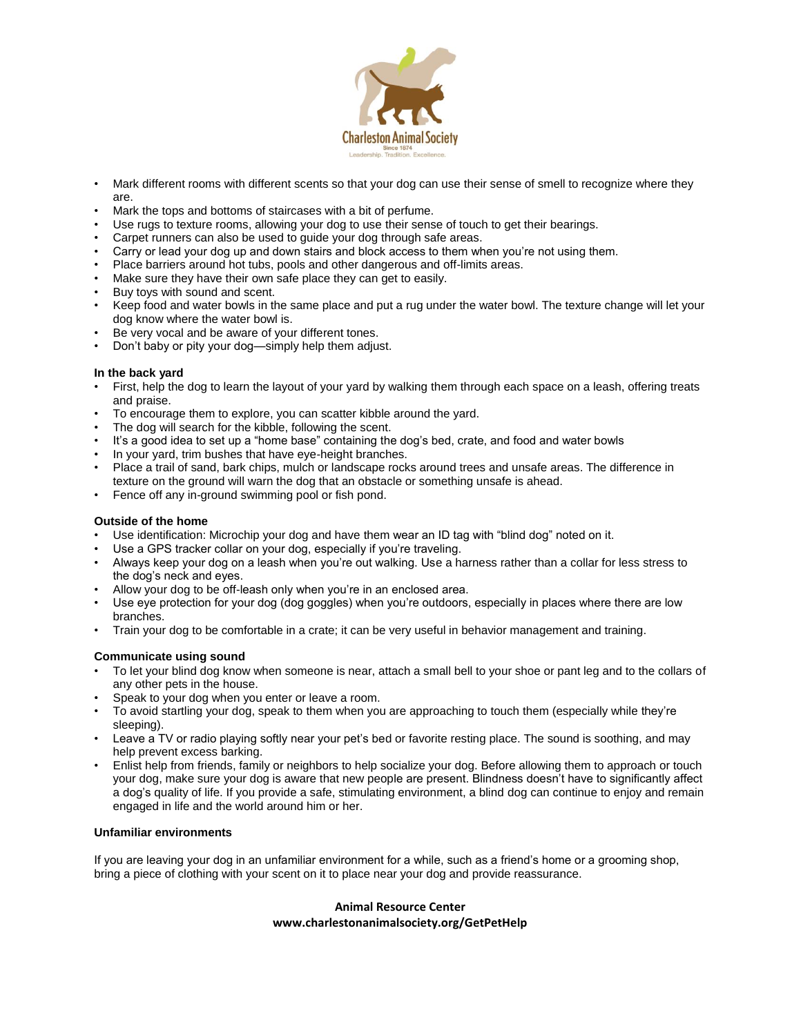- Mark different rooms with different scents so that your dog can use their sense of smell to recognize where they are.
- Mark the tops and bottoms of staircases with a bit of perfume.
- Use rugs to texture rooms, allowing your dog to use their sense of touch to get their bearings.
- Carpet runners can also be used to guide your dog through safe areas.
- Carry or lead your dog up and down stairs and block access to them when you're not using them.
- Place barriers around hot tubs, pools and other dangerous and off-limits areas.
- Make sure they have their own safe place they can get to easily.
- Buy toys with sound and scent.
- Keep food and water bowls in the same place and put a rug under the water bowl. The texture change will let your dog know where the water bowl is.
- Be very vocal and be aware of your different tones.
- Don't baby or pity your dog—simply help them adjust.

**In the back yard**

- First, help the dog to learn the layout of your yard by walking them through each space on a leash, offering treats and praise.
- To encourage them to explore, you can scatter kibble around the yard.
- The dog will search for the kibble, following the scent.
- It's a good idea to set up a "home base" containing the dog's bed, crate, and food and water bowls
- In your yard, trim bushes that have eye-height branches.
- Place a trail of sand, bark chips, mulch or landscape rocks around trees and unsafe areas. The difference in texture on the ground will warn the dog that an obstacle or something unsafe is ahead.
- Fence off any in-ground swimming pool or fish pond.

**Outside of the home**

- Use identification: Microchip your dog and have them wear an ID tag with "blind dog" noted on it.
- Use a GPS tracker collar on your dog, especially if you're traveling.
- Always keep your dog on a leash when you're out walking. Use a harness rather than a collar for less stress to the dog's neck and eyes.
- Allow your dog to be off-leash only when you're in an enclosed area.
- Use eye protection for your dog (dog goggles) when you're outdoors, especially in places where there are low branches.
- Train your dog to be comfortable in a crate; it can be very useful in behavior management and training.

**Communicate using sound**

- To let your blind dog know when someone is near, attach a small bell to your shoe or pant leg and to the collars of any other pets in the house.
- Speak to your dog when you enter or leave a room.
- To avoid startling your dog, speak to them when you are approaching to touch them (especially while they're sleeping).
- Leave a TV or radio playing softly near your pet's bed or favorite resting place. The sound is soothing, and may help prevent excess barking.
- Enlist help from friends, family or neighbors to help socialize your dog. Before allowing them to approach or touch your dog, make sure your dog is aware that new people are present. Blindness doesn't have to significantly affect a dog's quality of life. If you provide a safe, stimulating environment, a blind dog can continue to enjoy and remain engaged in life and the world around him or her.

**Unfamiliar environments**

If you are leaving your dog in an unfamiliar environment for a while, such as a friend's home or a grooming shop, bring a piece of clothing with your scent on it to place near your dog and provide reassurance.

**Animal Resource Center**
**www.charlestonanimalsociety.org/GetPetHelp**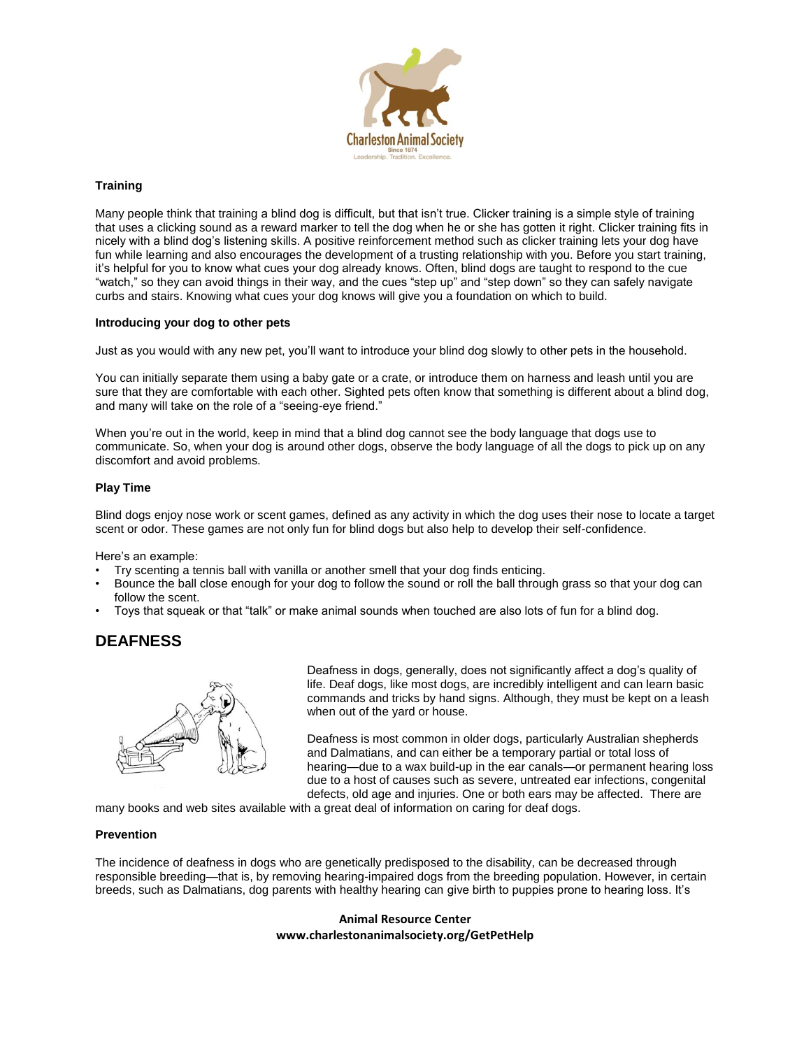### Training

Many people think that training a blind dog is difficult, but that isn't true. Clicker training is a simple style of training that uses a clicking sound as a reward marker to tell the dog when he or she has gotten it right. Clicker training fits in nicely with a blind dog's listening skills. A positive reinforcement method such as clicker training lets your dog have fun while learning and also encourages the development of a trusting relationship with you. Before you start training, it's helpful for you to know what cues your dog already knows. Often, blind dogs are taught to respond to the cue "watch," so they can avoid things in their way, and the cues "step up" and "step down" so they can safely navigate curbs and stairs. Knowing what cues your dog knows will give you a foundation on which to build.

### Introducing your dog to other pets

Just as you would with any new pet, you'll want to introduce your blind dog slowly to other pets in the household.

You can initially separate them using a baby gate or a crate, or introduce them on harness and leash until you are sure that they are comfortable with each other. Sighted pets often know that something is different about a blind dog, and many will take on the role of a "seeing-eye friend."

When you're out in the world, keep in mind that a blind dog cannot see the body language that dogs use to communicate. So, when your dog is around other dogs, observe the body language of all the dogs to pick up on any discomfort and avoid problems.

### Play Time

Blind dogs enjoy nose work or scent games, defined as any activity in which the dog uses their nose to locate a target scent or odor. These games are not only fun for blind dogs but also help to develop their self-confidence.

Here's an example:

- Try scenting a tennis ball with vanilla or another smell that your dog finds enticing.
- Bounce the ball close enough for your dog to follow the sound or roll the ball through grass so that your dog can follow the scent.
- Toys that squeak or that "talk" or make animal sounds when touched are also lots of fun for a blind dog.

## DEAFNESS

Deafness in dogs, generally, does not significantly affect a dog's quality of life. Deaf dogs, like most dogs, are incredibly intelligent and can learn basic commands and tricks by hand signs. Although, they must be kept on a leash when out of the yard or house.

Deafness is most common in older dogs, particularly Australian shepherds and Dalmatians, and can either be a temporary partial or total loss of hearing—due to a wax build-up in the ear canals—or permanent hearing loss due to a host of causes such as severe, untreated ear infections, congenital defects, old age and injuries. One or both ears may be affected. There are many books and web sites available with a great deal of information on caring for deaf dogs.

### Prevention

The incidence of deafness in dogs who are genetically predisposed to the disability, can be decreased through responsible breeding—that is, by removing hearing-impaired dogs from the breeding population. However, in certain breeds, such as Dalmatians, dog parents with healthy hearing can give birth to puppies prone to hearing loss. It's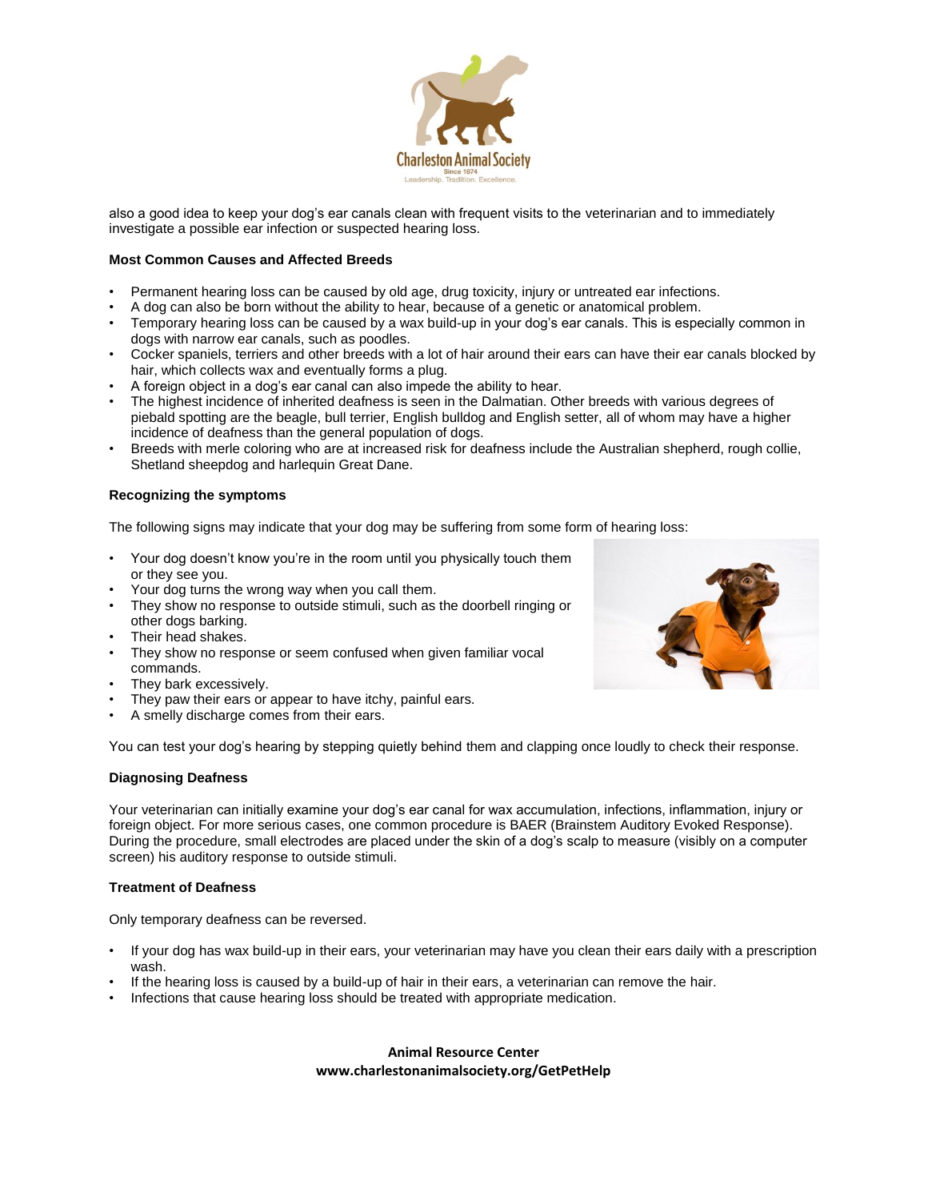also a good idea to keep your dog's ear canals clean with frequent visits to the veterinarian and to immediately investigate a possible ear infection or suspected hearing loss.

**Most Common Causes and Affected Breeds**

- Permanent hearing loss can be caused by old age, drug toxicity, injury or untreated ear infections.
- A dog can also be born without the ability to hear, because of a genetic or anatomical problem.
- Temporary hearing loss can be caused by a wax build-up in your dog's ear canals. This is especially common in dogs with narrow ear canals, such as poodles.
- Cocker spaniels, terriers and other breeds with a lot of hair around their ears can have their ear canals blocked by hair, which collects wax and eventually forms a plug.
- A foreign object in a dog's ear canal can also impede the ability to hear.
- The highest incidence of inherited deafness is seen in the Dalmatian. Other breeds with various degrees of piebald spotting are the beagle, bull terrier, English bulldog and English setter, all of whom may have a higher incidence of deafness than the general population of dogs.
- Breeds with merle coloring who are at increased risk for deafness include the Australian shepherd, rough collie, Shetland sheepdog and harlequin Great Dane.

**Recognizing the symptoms**

The following signs may indicate that your dog may be suffering from some form of hearing loss:

- Your dog doesn't know you're in the room until you physically touch them or they see you.
- Your dog turns the wrong way when you call them.
- They show no response to outside stimuli, such as the doorbell ringing or other dogs barking.
- Their head shakes.
- They show no response or seem confused when given familiar vocal commands.
- They bark excessively.
- They paw their ears or appear to have itchy, painful ears.
- A smelly discharge comes from their ears.

You can test your dog's hearing by stepping quietly behind them and clapping once loudly to check their response.

**Diagnosing Deafness**

Your veterinarian can initially examine your dog's ear canal for wax accumulation, infections, inflammation, injury or foreign object. For more serious cases, one common procedure is BAER (Brainstem Auditory Evoked Response). During the procedure, small electrodes are placed under the skin of a dog's scalp to measure (visibly on a computer screen) his auditory response to outside stimuli.

**Treatment of Deafness**

Only temporary deafness can be reversed.

- If your dog has wax build-up in their ears, your veterinarian may have you clean their ears daily with a prescription wash.
- If the hearing loss is caused by a build-up of hair in their ears, a veterinarian can remove the hair.
- Infections that cause hearing loss should be treated with appropriate medication.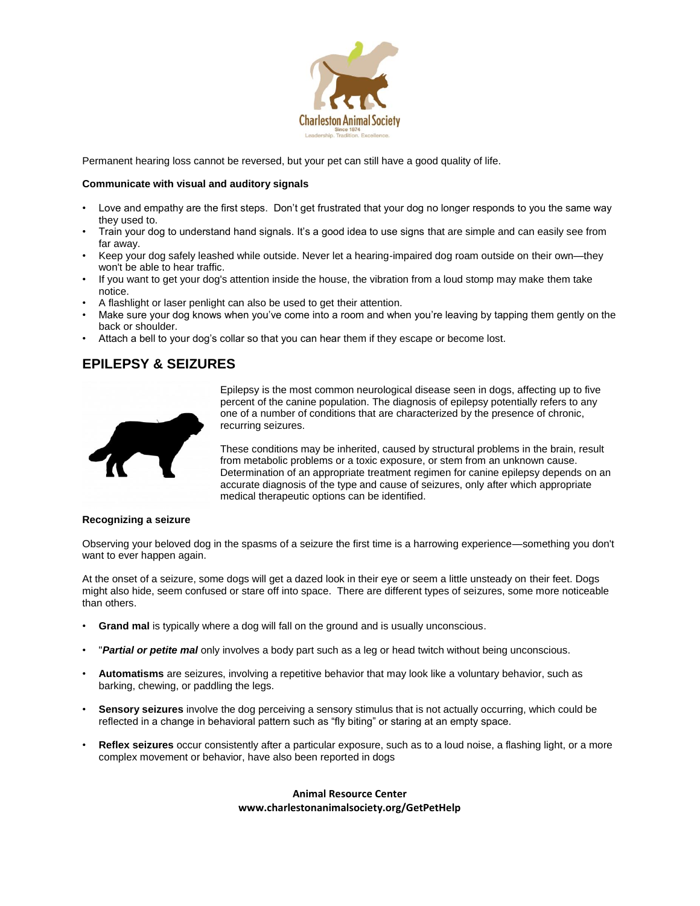Permanent hearing loss cannot be reversed, but your pet can still have a good quality of life.

**Communicate with visual and auditory signals**

- Love and empathy are the first steps. Don't get frustrated that your dog no longer responds to you the same way they used to.
- Train your dog to understand hand signals. It's a good idea to use signs that are simple and can easily see from far away.
- Keep your dog safely leashed while outside. Never let a hearing-impaired dog roam outside on their own—they won't be able to hear traffic.
- If you want to get your dog's attention inside the house, the vibration from a loud stomp may make them take notice.
- A flashlight or laser penlight can also be used to get their attention.
- Make sure your dog knows when you've come into a room and when you're leaving by tapping them gently on the back or shoulder.
- Attach a bell to your dog's collar so that you can hear them if they escape or become lost.

## EPILEPSY & SEIZURES

Epilepsy is the most common neurological disease seen in dogs, affecting up to five percent of the canine population. The diagnosis of epilepsy potentially refers to any one of a number of conditions that are characterized by the presence of chronic, recurring seizures.

These conditions may be inherited, caused by structural problems in the brain, result from metabolic problems or a toxic exposure, or stem from an unknown cause. Determination of an appropriate treatment regimen for canine epilepsy depends on an accurate diagnosis of the type and cause of seizures, only after which appropriate medical therapeutic options can be identified.

**Recognizing a seizure**

Observing your beloved dog in the spasms of a seizure the first time is a harrowing experience—something you don't want to ever happen again.

At the onset of a seizure, some dogs will get a dazed look in their eye or seem a little unsteady on their feet. Dogs might also hide, seem confused or stare off into space. There are different types of seizures, some more noticeable than others.

- **Grand mal** is typically where a dog will fall on the ground and is usually unconscious.
- "***Partial or petite mal*** only involves a body part such as a leg or head twitch without being unconscious.
- **Automatisms** are seizures, involving a repetitive behavior that may look like a voluntary behavior, such as barking, chewing, or paddling the legs.
- **Sensory seizures** involve the dog perceiving a sensory stimulus that is not actually occurring, which could be reflected in a change in behavioral pattern such as "fly biting" or staring at an empty space.
- **Reflex seizures** occur consistently after a particular exposure, such as to a loud noise, a flashing light, or a more complex movement or behavior, have also been reported in dogs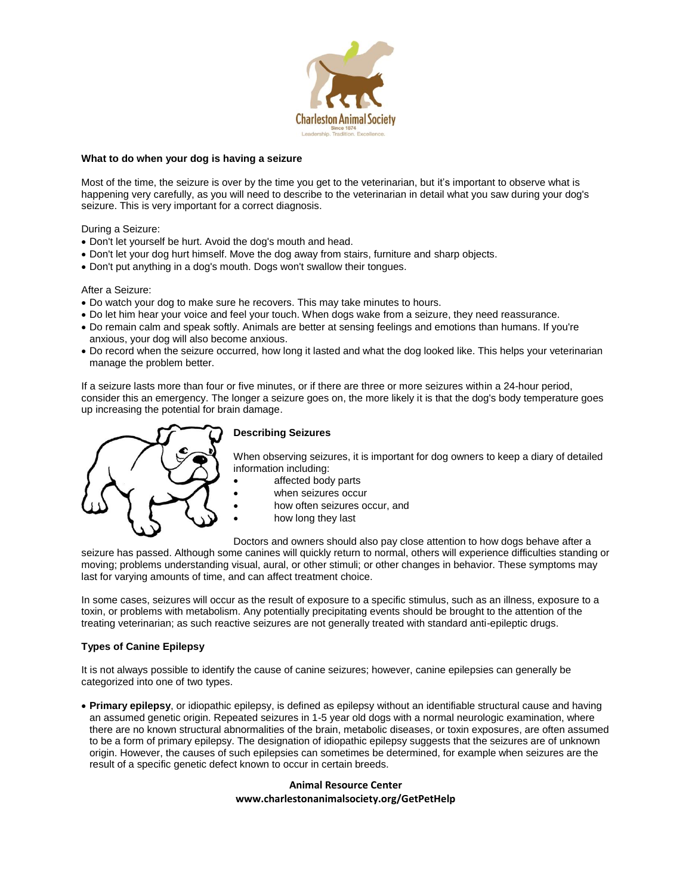**What to do when your dog is having a seizure**

Most of the time, the seizure is over by the time you get to the veterinarian, but it's important to observe what is happening very carefully, as you will need to describe to the veterinarian in detail what you saw during your dog's seizure. This is very important for a correct diagnosis.

During a Seizure:

- Don't let yourself be hurt. Avoid the dog's mouth and head.
- Don't let your dog hurt himself. Move the dog away from stairs, furniture and sharp objects.
- Don't put anything in a dog's mouth. Dogs won't swallow their tongues.

After a Seizure:

- Do watch your dog to make sure he recovers. This may take minutes to hours.
- Do let him hear your voice and feel your touch. When dogs wake from a seizure, they need reassurance.
- Do remain calm and speak softly. Animals are better at sensing feelings and emotions than humans. If you're anxious, your dog will also become anxious.
- Do record when the seizure occurred, how long it lasted and what the dog looked like. This helps your veterinarian manage the problem better.

If a seizure lasts more than four or five minutes, or if there are three or more seizures within a 24-hour period, consider this an emergency. The longer a seizure goes on, the more likely it is that the dog's body temperature goes up increasing the potential for brain damage.

**Describing Seizures**

When observing seizures, it is important for dog owners to keep a diary of detailed information including:

- affected body parts
- when seizures occur
- how often seizures occur, and
- how long they last

Doctors and owners should also pay close attention to how dogs behave after a seizure has passed. Although some canines will quickly return to normal, others will experience difficulties standing or moving; problems understanding visual, aural, or other stimuli; or other changes in behavior. These symptoms may last for varying amounts of time, and can affect treatment choice.

In some cases, seizures will occur as the result of exposure to a specific stimulus, such as an illness, exposure to a toxin, or problems with metabolism. Any potentially precipitating events should be brought to the attention of the treating veterinarian; as such reactive seizures are not generally treated with standard anti-epileptic drugs.

**Types of Canine Epilepsy**

It is not always possible to identify the cause of canine seizures; however, canine epilepsies can generally be categorized into one of two types.

- **Primary epilepsy**, or idiopathic epilepsy, is defined as epilepsy without an identifiable structural cause and having an assumed genetic origin. Repeated seizures in 1-5 year old dogs with a normal neurologic examination, where there are no known structural abnormalities of the brain, metabolic diseases, or toxin exposures, are often assumed to be a form of primary epilepsy. The designation of idiopathic epilepsy suggests that the seizures are of unknown origin. However, the causes of such epilepsies can sometimes be determined, for example when seizures are the result of a specific genetic defect known to occur in certain breeds.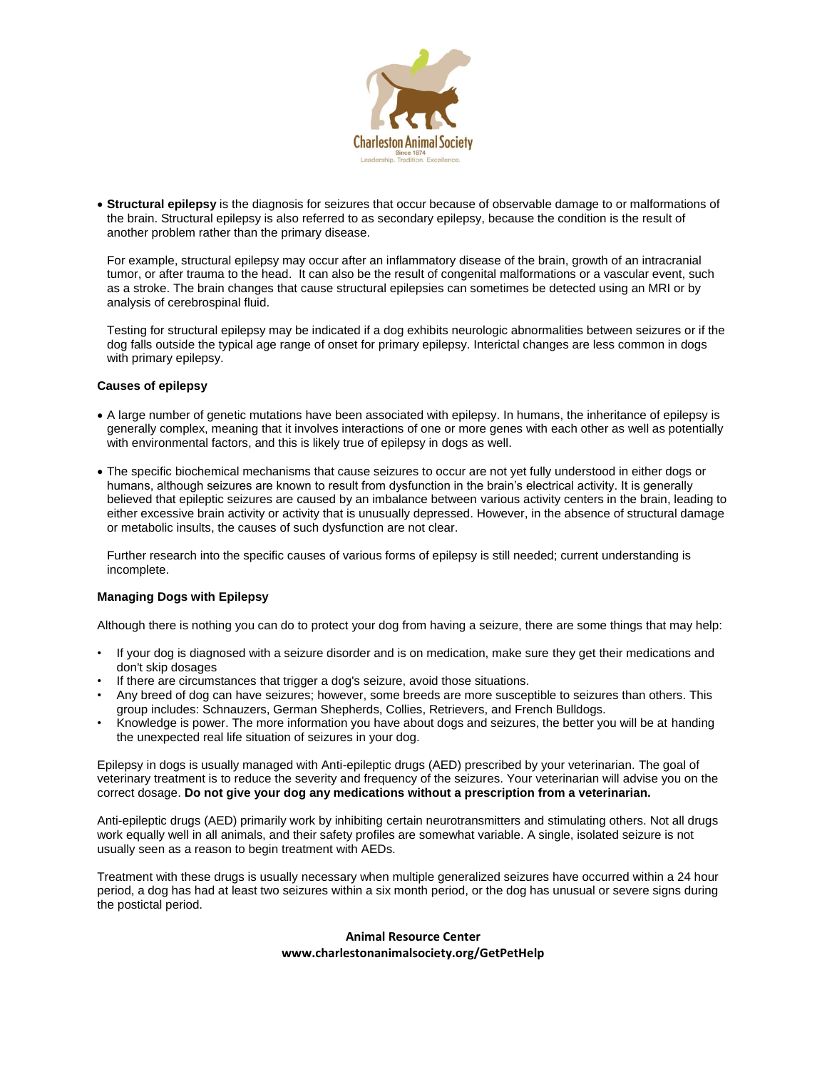- **Structural epilepsy** is the diagnosis for seizures that occur because of observable damage to or malformations of the brain. Structural epilepsy is also referred to as secondary epilepsy, because the condition is the result of another problem rather than the primary disease.

  For example, structural epilepsy may occur after an inflammatory disease of the brain, growth of an intracranial tumor, or after trauma to the head. It can also be the result of congenital malformations or a vascular event, such as a stroke. The brain changes that cause structural epilepsies can sometimes be detected using an MRI or by analysis of cerebrospinal fluid.

  Testing for structural epilepsy may be indicated if a dog exhibits neurologic abnormalities between seizures or if the dog falls outside the typical age range of onset for primary epilepsy. Interictal changes are less common in dogs with primary epilepsy.

**Causes of epilepsy**

- A large number of genetic mutations have been associated with epilepsy. In humans, the inheritance of epilepsy is generally complex, meaning that it involves interactions of one or more genes with each other as well as potentially with environmental factors, and this is likely true of epilepsy in dogs as well.

- The specific biochemical mechanisms that cause seizures to occur are not yet fully understood in either dogs or humans, although seizures are known to result from dysfunction in the brain's electrical activity. It is generally believed that epileptic seizures are caused by an imbalance between various activity centers in the brain, leading to either excessive brain activity or activity that is unusually depressed. However, in the absence of structural damage or metabolic insults, the causes of such dysfunction are not clear.

  Further research into the specific causes of various forms of epilepsy is still needed; current understanding is incomplete.

**Managing Dogs with Epilepsy**

Although there is nothing you can do to protect your dog from having a seizure, there are some things that may help:

- If your dog is diagnosed with a seizure disorder and is on medication, make sure they get their medications and don't skip dosages
- If there are circumstances that trigger a dog's seizure, avoid those situations.
- Any breed of dog can have seizures; however, some breeds are more susceptible to seizures than others. This group includes: Schnauzers, German Shepherds, Collies, Retrievers, and French Bulldogs.
- Knowledge is power. The more information you have about dogs and seizures, the better you will be at handing the unexpected real life situation of seizures in your dog.

Epilepsy in dogs is usually managed with Anti-epileptic drugs (AED) prescribed by your veterinarian. The goal of veterinary treatment is to reduce the severity and frequency of the seizures. Your veterinarian will advise you on the correct dosage. **Do not give your dog any medications without a prescription from a veterinarian.**

Anti-epileptic drugs (AED) primarily work by inhibiting certain neurotransmitters and stimulating others. Not all drugs work equally well in all animals, and their safety profiles are somewhat variable. A single, isolated seizure is not usually seen as a reason to begin treatment with AEDs.

Treatment with these drugs is usually necessary when multiple generalized seizures have occurred within a 24 hour period, a dog has had at least two seizures within a six month period, or the dog has unusual or severe signs during the postictal period.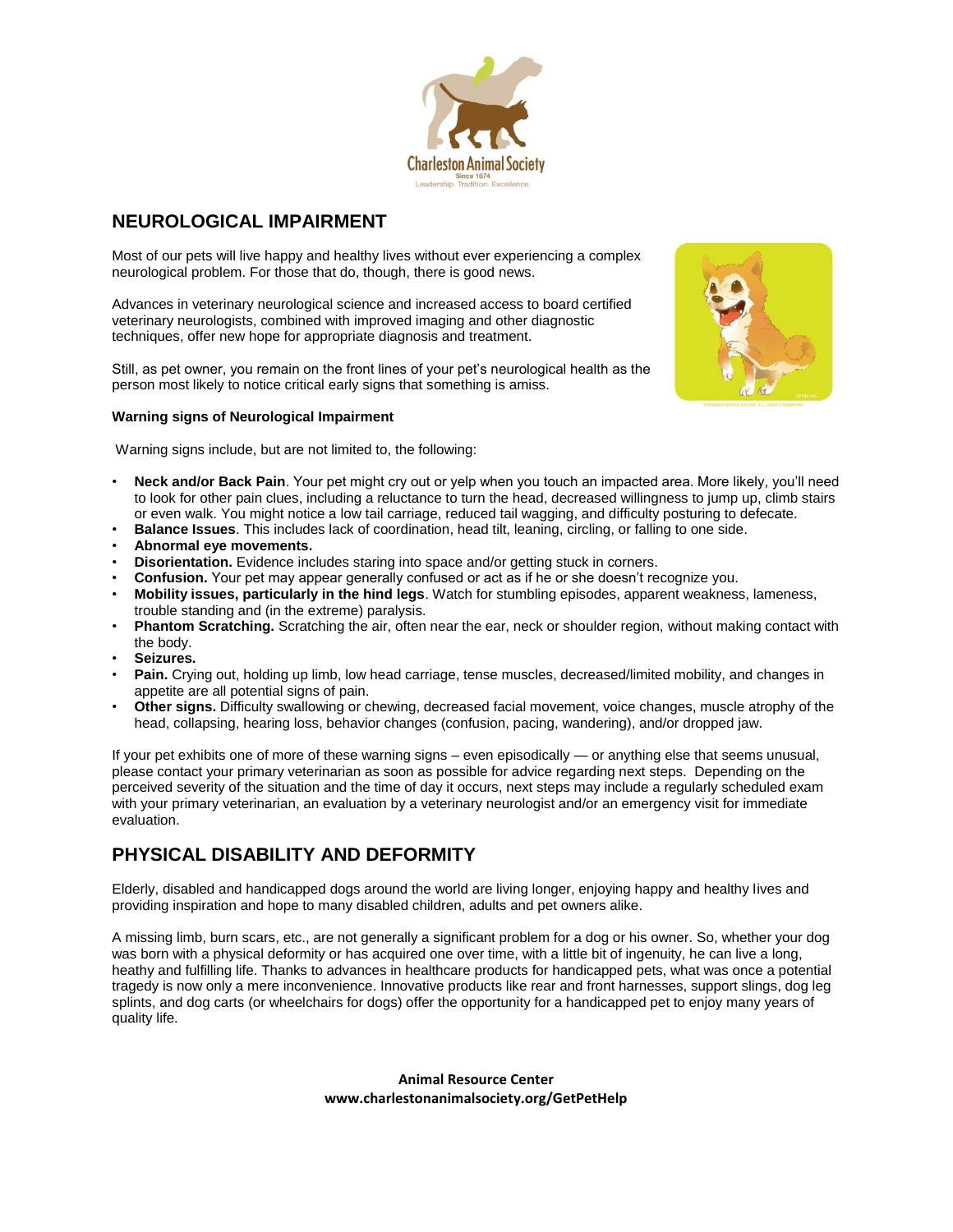## NEUROLOGICAL IMPAIRMENT

Most of our pets will live happy and healthy lives without ever experiencing a complex neurological problem. For those that do, though, there is good news.

Advances in veterinary neurological science and increased access to board certified veterinary neurologists, combined with improved imaging and other diagnostic techniques, offer new hope for appropriate diagnosis and treatment.

Still, as pet owner, you remain on the front lines of your pet's neurological health as the person most likely to notice critical early signs that something is amiss.

### Warning signs of Neurological Impairment

Warning signs include, but are not limited to, the following:

- **Neck and/or Back Pain**. Your pet might cry out or yelp when you touch an impacted area. More likely, you'll need to look for other pain clues, including a reluctance to turn the head, decreased willingness to jump up, climb stairs or even walk. You might notice a low tail carriage, reduced tail wagging, and difficulty posturing to defecate.
- **Balance Issues**. This includes lack of coordination, head tilt, leaning, circling, or falling to one side.
- **Abnormal eye movements.**
- **Disorientation.** Evidence includes staring into space and/or getting stuck in corners.
- **Confusion.** Your pet may appear generally confused or act as if he or she doesn't recognize you.
- **Mobility issues, particularly in the hind legs**. Watch for stumbling episodes, apparent weakness, lameness, trouble standing and (in the extreme) paralysis.
- **Phantom Scratching.** Scratching the air, often near the ear, neck or shoulder region, without making contact with the body.
- **Seizures.**
- **Pain.** Crying out, holding up limb, low head carriage, tense muscles, decreased/limited mobility, and changes in appetite are all potential signs of pain.
- **Other signs.** Difficulty swallowing or chewing, decreased facial movement, voice changes, muscle atrophy of the head, collapsing, hearing loss, behavior changes (confusion, pacing, wandering), and/or dropped jaw.

If your pet exhibits one of more of these warning signs – even episodically — or anything else that seems unusual, please contact your primary veterinarian as soon as possible for advice regarding next steps. Depending on the perceived severity of the situation and the time of day it occurs, next steps may include a regularly scheduled exam with your primary veterinarian, an evaluation by a veterinary neurologist and/or an emergency visit for immediate evaluation.

## PHYSICAL DISABILITY AND DEFORMITY

Elderly, disabled and handicapped dogs around the world are living longer, enjoying happy and healthy lives and providing inspiration and hope to many disabled children, adults and pet owners alike.

A missing limb, burn scars, etc., are not generally a significant problem for a dog or his owner. So, whether your dog was born with a physical deformity or has acquired one over time, with a little bit of ingenuity, he can live a long, heathy and fulfilling life. Thanks to advances in healthcare products for handicapped pets, what was once a potential tragedy is now only a mere inconvenience. Innovative products like rear and front harnesses, support slings, dog leg splints, and dog carts (or wheelchairs for dogs) offer the opportunity for a handicapped pet to enjoy many years of quality life.

**Animal Resource Center**
**www.charlestonanimalsociety.org/GetPetHelp**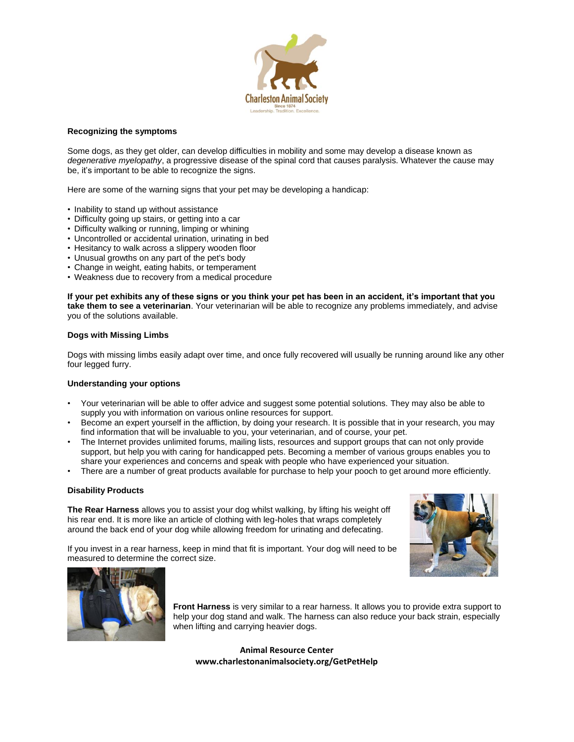### Recognizing the symptoms

Some dogs, as they get older, can develop difficulties in mobility and some may develop a disease known as *degenerative myelopathy*, a progressive disease of the spinal cord that causes paralysis. Whatever the cause may be, it's important to be able to recognize the signs.

Here are some of the warning signs that your pet may be developing a handicap:

- Inability to stand up without assistance
- Difficulty going up stairs, or getting into a car
- Difficulty walking or running, limping or whining
- Uncontrolled or accidental urination, urinating in bed
- Hesitancy to walk across a slippery wooden floor
- Unusual growths on any part of the pet's body
- Change in weight, eating habits, or temperament
- Weakness due to recovery from a medical procedure

**If your pet exhibits any of these signs or you think your pet has been in an accident, it's important that you take them to see a veterinarian**. Your veterinarian will be able to recognize any problems immediately, and advise you of the solutions available.

### Dogs with Missing Limbs

Dogs with missing limbs easily adapt over time, and once fully recovered will usually be running around like any other four legged furry.

### Understanding your options

- Your veterinarian will be able to offer advice and suggest some potential solutions. They may also be able to supply you with information on various online resources for support.
- Become an expert yourself in the affliction, by doing your research. It is possible that in your research, you may find information that will be invaluable to you, your veterinarian, and of course, your pet.
- The Internet provides unlimited forums, mailing lists, resources and support groups that can not only provide support, but help you with caring for handicapped pets. Becoming a member of various groups enables you to share your experiences and concerns and speak with people who have experienced your situation.
- There are a number of great products available for purchase to help your pooch to get around more efficiently.

### Disability Products

**The Rear Harness** allows you to assist your dog whilst walking, by lifting his weight off his rear end. It is more like an article of clothing with leg-holes that wraps completely around the back end of your dog while allowing freedom for urinating and defecating.

If you invest in a rear harness, keep in mind that fit is important. Your dog will need to be measured to determine the correct size.

**Front Harness** is very similar to a rear harness. It allows you to provide extra support to help your dog stand and walk. The harness can also reduce your back strain, especially when lifting and carrying heavier dogs.

**Animal Resource Center**
**www.charlestonanimalsociety.org/GetPetHelp**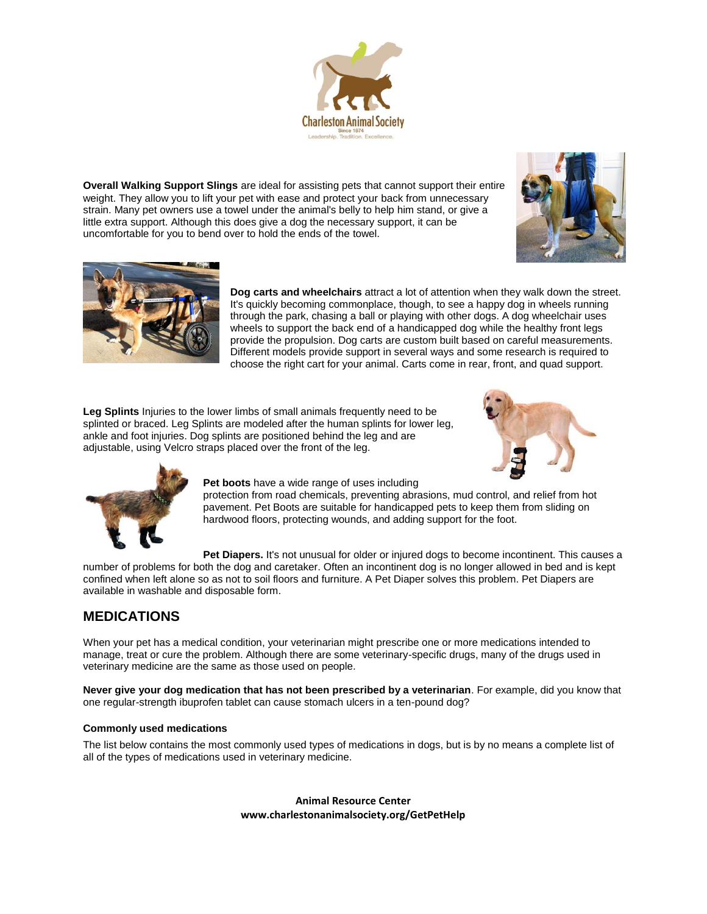**Overall Walking Support Slings** are ideal for assisting pets that cannot support their entire weight. They allow you to lift your pet with ease and protect your back from unnecessary strain. Many pet owners use a towel under the animal's belly to help him stand, or give a little extra support. Although this does give a dog the necessary support, it can be uncomfortable for you to bend over to hold the ends of the towel.

**Dog carts and wheelchairs** attract a lot of attention when they walk down the street. It's quickly becoming commonplace, though, to see a happy dog in wheels running through the park, chasing a ball or playing with other dogs. A dog wheelchair uses wheels to support the back end of a handicapped dog while the healthy front legs provide the propulsion. Dog carts are custom built based on careful measurements. Different models provide support in several ways and some research is required to choose the right cart for your animal. Carts come in rear, front, and quad support.

**Leg Splints** Injuries to the lower limbs of small animals frequently need to be splinted or braced. Leg Splints are modeled after the human splints for lower leg, ankle and foot injuries. Dog splints are positioned behind the leg and are adjustable, using Velcro straps placed over the front of the leg.

**Pet boots** have a wide range of uses including protection from road chemicals, preventing abrasions, mud control, and relief from hot pavement. Pet Boots are suitable for handicapped pets to keep them from sliding on hardwood floors, protecting wounds, and adding support for the foot.

**Pet Diapers.** It's not unusual for older or injured dogs to become incontinent. This causes a number of problems for both the dog and caretaker. Often an incontinent dog is no longer allowed in bed and is kept confined when left alone so as not to soil floors and furniture. A Pet Diaper solves this problem. Pet Diapers are available in washable and disposable form.

## MEDICATIONS

When your pet has a medical condition, your veterinarian might prescribe one or more medications intended to manage, treat or cure the problem. Although there are some veterinary-specific drugs, many of the drugs used in veterinary medicine are the same as those used on people.

**Never give your dog medication that has not been prescribed by a veterinarian**. For example, did you know that one regular-strength ibuprofen tablet can cause stomach ulcers in a ten-pound dog?

### Commonly used medications

The list below contains the most commonly used types of medications in dogs, but is by no means a complete list of all of the types of medications used in veterinary medicine.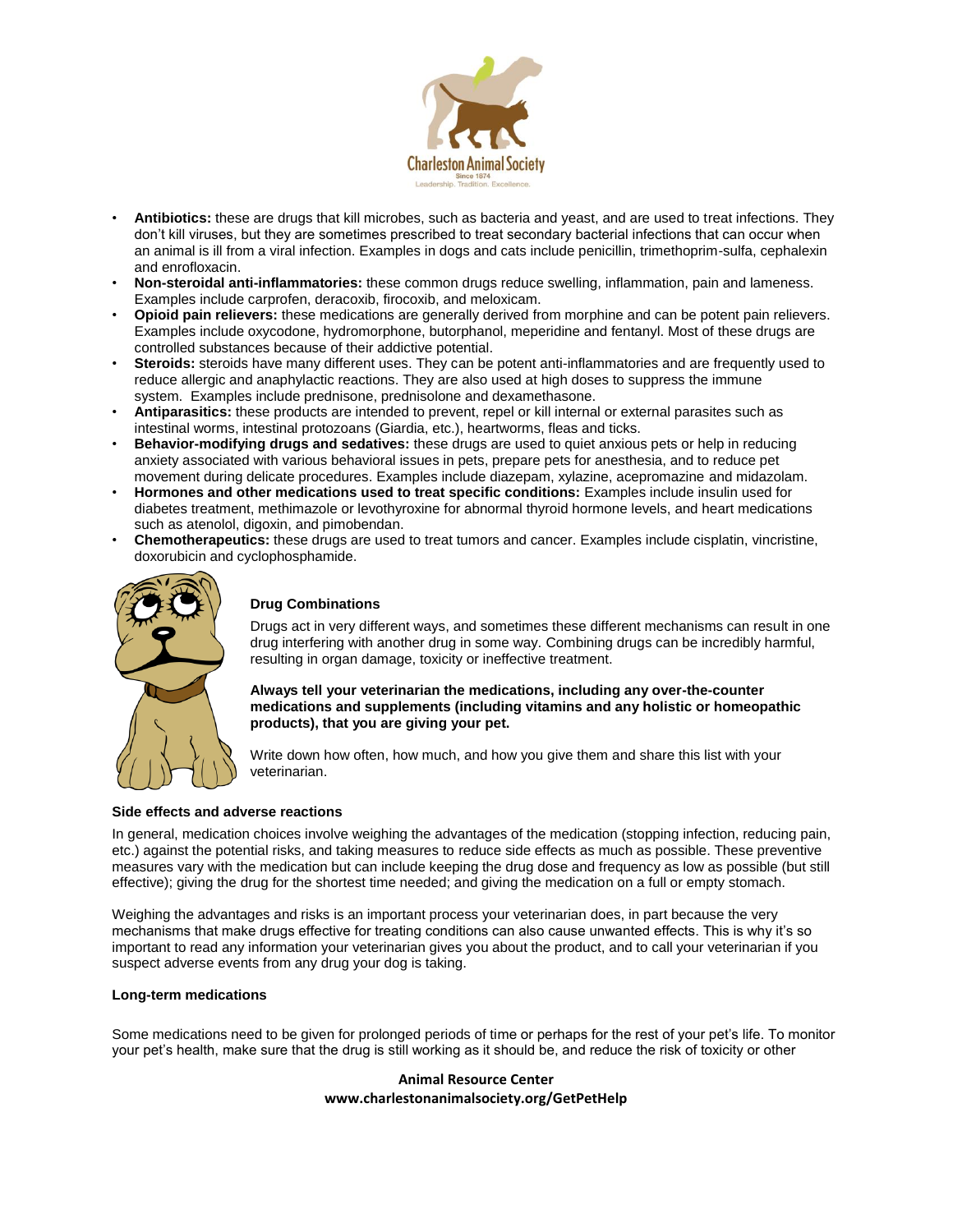- **Antibiotics:** these are drugs that kill microbes, such as bacteria and yeast, and are used to treat infections. They don't kill viruses, but they are sometimes prescribed to treat secondary bacterial infections that can occur when an animal is ill from a viral infection. Examples in dogs and cats include penicillin, trimethoprim-sulfa, cephalexin and enrofloxacin.
- **Non-steroidal anti-inflammatories:** these common drugs reduce swelling, inflammation, pain and lameness. Examples include carprofen, deracoxib, firocoxib, and meloxicam.
- **Opioid pain relievers:** these medications are generally derived from morphine and can be potent pain relievers. Examples include oxycodone, hydromorphone, butorphanol, meperidine and fentanyl. Most of these drugs are controlled substances because of their addictive potential.
- **Steroids:** steroids have many different uses. They can be potent anti-inflammatories and are frequently used to reduce allergic and anaphylactic reactions. They are also used at high doses to suppress the immune system. Examples include prednisone, prednisolone and dexamethasone.
- **Antiparasitics:** these products are intended to prevent, repel or kill internal or external parasites such as intestinal worms, intestinal protozoans (Giardia, etc.), heartworms, fleas and ticks.
- **Behavior-modifying drugs and sedatives:** these drugs are used to quiet anxious pets or help in reducing anxiety associated with various behavioral issues in pets, prepare pets for anesthesia, and to reduce pet movement during delicate procedures. Examples include diazepam, xylazine, acepromazine and midazolam.
- **Hormones and other medications used to treat specific conditions:** Examples include insulin used for diabetes treatment, methimazole or levothyroxine for abnormal thyroid hormone levels, and heart medications such as atenolol, digoxin, and pimobendan.
- **Chemotherapeutics:** these drugs are used to treat tumors and cancer. Examples include cisplatin, vincristine, doxorubicin and cyclophosphamide.

**Drug Combinations**

Drugs act in very different ways, and sometimes these different mechanisms can result in one drug interfering with another drug in some way. Combining drugs can be incredibly harmful, resulting in organ damage, toxicity or ineffective treatment.

**Always tell your veterinarian the medications, including any over-the-counter medications and supplements (including vitamins and any holistic or homeopathic products), that you are giving your pet.**

Write down how often, how much, and how you give them and share this list with your veterinarian.

**Side effects and adverse reactions**

In general, medication choices involve weighing the advantages of the medication (stopping infection, reducing pain, etc.) against the potential risks, and taking measures to reduce side effects as much as possible. These preventive measures vary with the medication but can include keeping the drug dose and frequency as low as possible (but still effective); giving the drug for the shortest time needed; and giving the medication on a full or empty stomach.

Weighing the advantages and risks is an important process your veterinarian does, in part because the very mechanisms that make drugs effective for treating conditions can also cause unwanted effects. This is why it's so important to read any information your veterinarian gives you about the product, and to call your veterinarian if you suspect adverse events from any drug your dog is taking.

**Long-term medications**

Some medications need to be given for prolonged periods of time or perhaps for the rest of your pet's life. To monitor your pet's health, make sure that the drug is still working as it should be, and reduce the risk of toxicity or other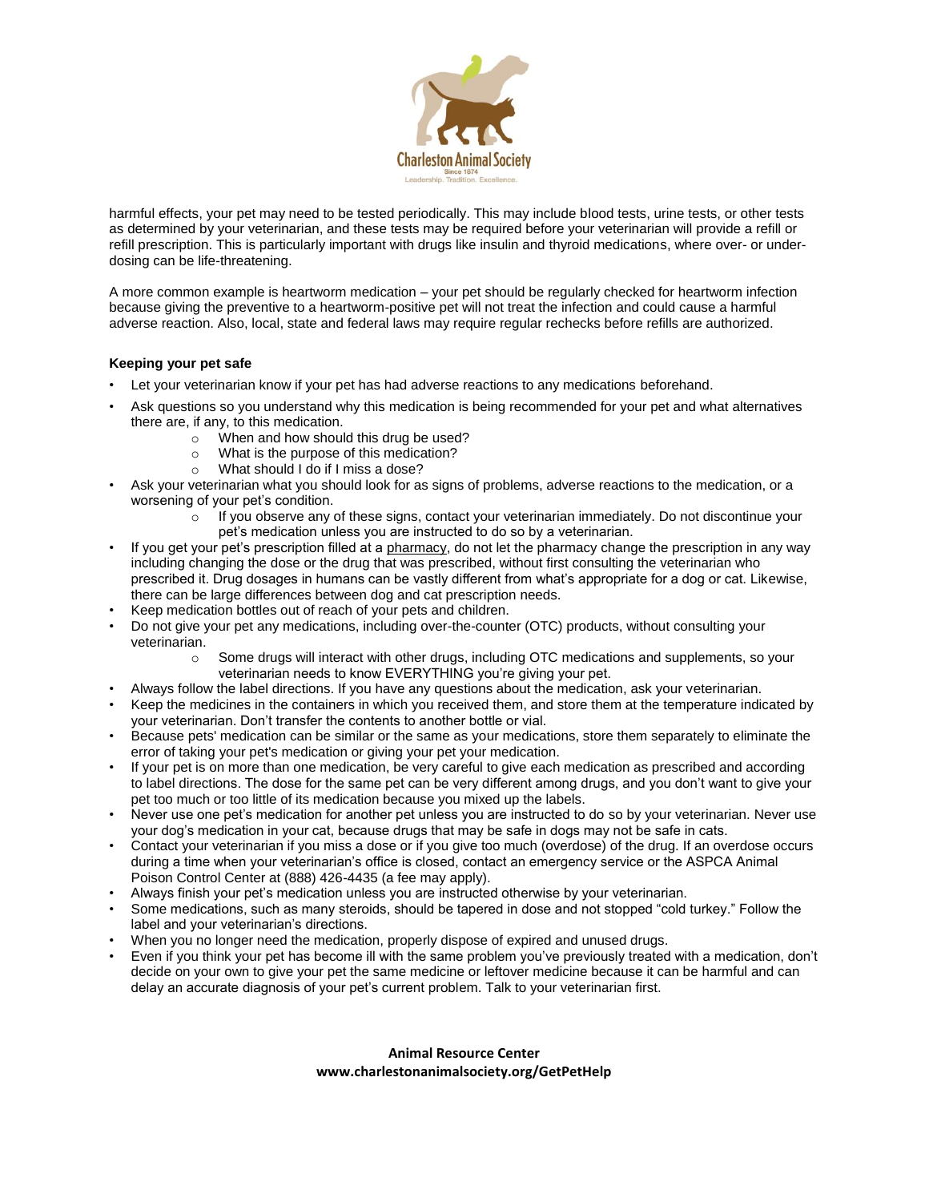harmful effects, your pet may need to be tested periodically. This may include blood tests, urine tests, or other tests as determined by your veterinarian, and these tests may be required before your veterinarian will provide a refill or refill prescription. This is particularly important with drugs like insulin and thyroid medications, where over- or under-dosing can be life-threatening.

A more common example is heartworm medication – your pet should be regularly checked for heartworm infection because giving the preventive to a heartworm-positive pet will not treat the infection and could cause a harmful adverse reaction. Also, local, state and federal laws may require regular rechecks before refills are authorized.

**Keeping your pet safe**

- Let your veterinarian know if your pet has had adverse reactions to any medications beforehand.
- Ask questions so you understand why this medication is being recommended for your pet and what alternatives there are, if any, to this medication.
    - When and how should this drug be used?
    - What is the purpose of this medication?
    - What should I do if I miss a dose?
- Ask your veterinarian what you should look for as signs of problems, adverse reactions to the medication, or a worsening of your pet's condition.
    - If you observe any of these signs, contact your veterinarian immediately. Do not discontinue your pet's medication unless you are instructed to do so by a veterinarian.
- If you get your pet's prescription filled at a pharmacy, do not let the pharmacy change the prescription in any way including changing the dose or the drug that was prescribed, without first consulting the veterinarian who prescribed it. Drug dosages in humans can be vastly different from what's appropriate for a dog or cat. Likewise, there can be large differences between dog and cat prescription needs.
- Keep medication bottles out of reach of your pets and children.
- Do not give your pet any medications, including over-the-counter (OTC) products, without consulting your veterinarian.
    - Some drugs will interact with other drugs, including OTC medications and supplements, so your veterinarian needs to know EVERYTHING you're giving your pet.
- Always follow the label directions. If you have any questions about the medication, ask your veterinarian.
- Keep the medicines in the containers in which you received them, and store them at the temperature indicated by your veterinarian. Don't transfer the contents to another bottle or vial.
- Because pets' medication can be similar or the same as your medications, store them separately to eliminate the error of taking your pet's medication or giving your pet your medication.
- If your pet is on more than one medication, be very careful to give each medication as prescribed and according to label directions. The dose for the same pet can be very different among drugs, and you don't want to give your pet too much or too little of its medication because you mixed up the labels.
- Never use one pet's medication for another pet unless you are instructed to do so by your veterinarian. Never use your dog's medication in your cat, because drugs that may be safe in dogs may not be safe in cats.
- Contact your veterinarian if you miss a dose or if you give too much (overdose) of the drug. If an overdose occurs during a time when your veterinarian's office is closed, contact an emergency service or the ASPCA Animal Poison Control Center at (888) 426-4435 (a fee may apply).
- Always finish your pet's medication unless you are instructed otherwise by your veterinarian.
- Some medications, such as many steroids, should be tapered in dose and not stopped "cold turkey." Follow the label and your veterinarian's directions.
- When you no longer need the medication, properly dispose of expired and unused drugs.
- Even if you think your pet has become ill with the same problem you've previously treated with a medication, don't decide on your own to give your pet the same medicine or leftover medicine because it can be harmful and can delay an accurate diagnosis of your pet's current problem. Talk to your veterinarian first.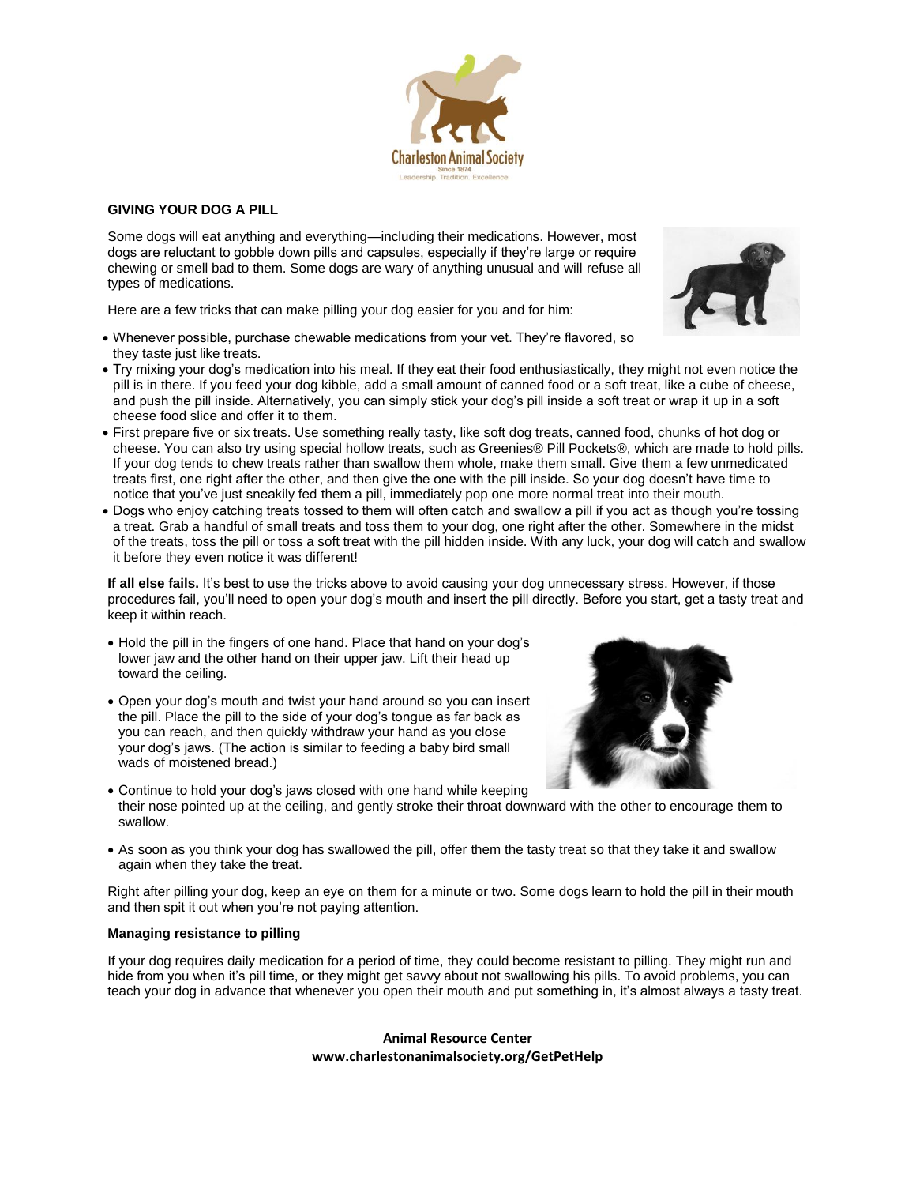Charleston Animal Society
Since 1874
Leadership. Tradition. Excellence.

## GIVING YOUR DOG A PILL

Some dogs will eat anything and everything—including their medications. However, most dogs are reluctant to gobble down pills and capsules, especially if they're large or require chewing or smell bad to them. Some dogs are wary of anything unusual and will refuse all types of medications.

Here are a few tricks that can make pilling your dog easier for you and for him:

- Whenever possible, purchase chewable medications from your vet. They're flavored, so they taste just like treats.
- Try mixing your dog's medication into his meal. If they eat their food enthusiastically, they might not even notice the pill is in there. If you feed your dog kibble, add a small amount of canned food or a soft treat, like a cube of cheese, and push the pill inside. Alternatively, you can simply stick your dog's pill inside a soft treat or wrap it up in a soft cheese food slice and offer it to them.
- First prepare five or six treats. Use something really tasty, like soft dog treats, canned food, chunks of hot dog or cheese. You can also try using special hollow treats, such as Greenies® Pill Pockets®, which are made to hold pills. If your dog tends to chew treats rather than swallow them whole, make them small. Give them a few unmedicated treats first, one right after the other, and then give the one with the pill inside. So your dog doesn't have time to notice that you've just sneakily fed them a pill, immediately pop one more normal treat into their mouth.
- Dogs who enjoy catching treats tossed to them will often catch and swallow a pill if you act as though you're tossing a treat. Grab a handful of small treats and toss them to your dog, one right after the other. Somewhere in the midst of the treats, toss the pill or toss a soft treat with the pill hidden inside. With any luck, your dog will catch and swallow it before they even notice it was different!

**If all else fails.** It's best to use the tricks above to avoid causing your dog unnecessary stress. However, if those procedures fail, you'll need to open your dog's mouth and insert the pill directly. Before you start, get a tasty treat and keep it within reach.

- Hold the pill in the fingers of one hand. Place that hand on your dog's lower jaw and the other hand on their upper jaw. Lift their head up toward the ceiling.
- Open your dog's mouth and twist your hand around so you can insert the pill. Place the pill to the side of your dog's tongue as far back as you can reach, and then quickly withdraw your hand as you close your dog's jaws. (The action is similar to feeding a baby bird small wads of moistened bread.)
- Continue to hold your dog's jaws closed with one hand while keeping their nose pointed up at the ceiling, and gently stroke their throat downward with the other to encourage them to swallow.
- As soon as you think your dog has swallowed the pill, offer them the tasty treat so that they take it and swallow again when they take the treat.

Right after pilling your dog, keep an eye on them for a minute or two. Some dogs learn to hold the pill in their mouth and then spit it out when you're not paying attention.

### Managing resistance to pilling

If your dog requires daily medication for a period of time, they could become resistant to pilling. They might run and hide from you when it's pill time, or they might get savvy about not swallowing his pills. To avoid problems, you can teach your dog in advance that whenever you open their mouth and put something in, it's almost always a tasty treat.

**Animal Resource Center**
**www.charlestonanimalsociety.org/GetPetHelp**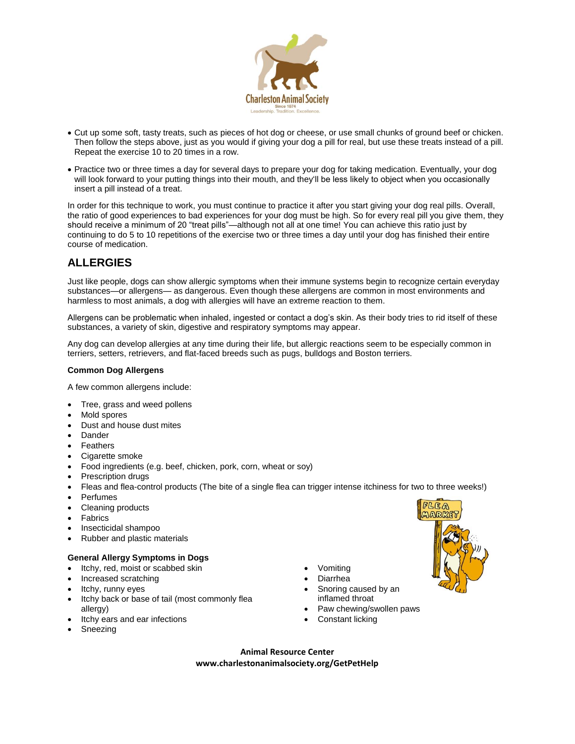- Cut up some soft, tasty treats, such as pieces of hot dog or cheese, or use small chunks of ground beef or chicken. Then follow the steps above, just as you would if giving your dog a pill for real, but use these treats instead of a pill. Repeat the exercise 10 to 20 times in a row.
- Practice two or three times a day for several days to prepare your dog for taking medication. Eventually, your dog will look forward to your putting things into their mouth, and they'll be less likely to object when you occasionally insert a pill instead of a treat.

In order for this technique to work, you must continue to practice it after you start giving your dog real pills. Overall, the ratio of good experiences to bad experiences for your dog must be high. So for every real pill you give them, they should receive a minimum of 20 "treat pills"—although not all at one time! You can achieve this ratio just by continuing to do 5 to 10 repetitions of the exercise two or three times a day until your dog has finished their entire course of medication.

## ALLERGIES

Just like people, dogs can show allergic symptoms when their immune systems begin to recognize certain everyday substances—or allergens— as dangerous. Even though these allergens are common in most environments and harmless to most animals, a dog with allergies will have an extreme reaction to them.

Allergens can be problematic when inhaled, ingested or contact a dog's skin. As their body tries to rid itself of these substances, a variety of skin, digestive and respiratory symptoms may appear.

Any dog can develop allergies at any time during their life, but allergic reactions seem to be especially common in terriers, setters, retrievers, and flat-faced breeds such as pugs, bulldogs and Boston terriers.

**Common Dog Allergens**

A few common allergens include:

- Tree, grass and weed pollens
- Mold spores
- Dust and house dust mites
- Dander
- Feathers
- Cigarette smoke
- Food ingredients (e.g. beef, chicken, pork, corn, wheat or soy)
- Prescription drugs
- Fleas and flea-control products (The bite of a single flea can trigger intense itchiness for two to three weeks!)
- Perfumes
- Cleaning products
- Fabrics
- Insecticidal shampoo
- Rubber and plastic materials

**General Allergy Symptoms in Dogs**

- Itchy, red, moist or scabbed skin
- Increased scratching
- Itchy, runny eyes
- Itchy back or base of tail (most commonly flea allergy)
- Itchy ears and ear infections
- Sneezing
- Vomiting
- Diarrhea
- Snoring caused by an inflamed throat
- Paw chewing/swollen paws
- Constant licking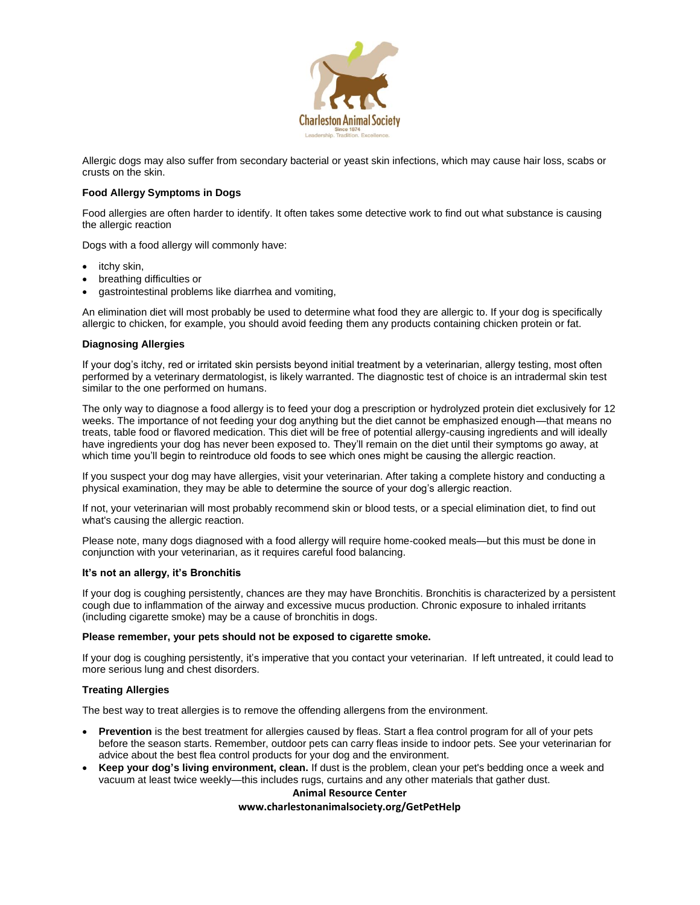Allergic dogs may also suffer from secondary bacterial or yeast skin infections, which may cause hair loss, scabs or crusts on the skin.

**Food Allergy Symptoms in Dogs**

Food allergies are often harder to identify. It often takes some detective work to find out what substance is causing the allergic reaction

Dogs with a food allergy will commonly have:

- itchy skin,
- breathing difficulties or
- gastrointestinal problems like diarrhea and vomiting,

An elimination diet will most probably be used to determine what food they are allergic to. If your dog is specifically allergic to chicken, for example, you should avoid feeding them any products containing chicken protein or fat.

**Diagnosing Allergies**

If your dog's itchy, red or irritated skin persists beyond initial treatment by a veterinarian, allergy testing, most often performed by a veterinary dermatologist, is likely warranted. The diagnostic test of choice is an intradermal skin test similar to the one performed on humans.

The only way to diagnose a food allergy is to feed your dog a prescription or hydrolyzed protein diet exclusively for 12 weeks. The importance of not feeding your dog anything but the diet cannot be emphasized enough—that means no treats, table food or flavored medication. This diet will be free of potential allergy-causing ingredients and will ideally have ingredients your dog has never been exposed to. They'll remain on the diet until their symptoms go away, at which time you'll begin to reintroduce old foods to see which ones might be causing the allergic reaction.

If you suspect your dog may have allergies, visit your veterinarian. After taking a complete history and conducting a physical examination, they may be able to determine the source of your dog's allergic reaction.

If not, your veterinarian will most probably recommend skin or blood tests, or a special elimination diet, to find out what's causing the allergic reaction.

Please note, many dogs diagnosed with a food allergy will require home-cooked meals—but this must be done in conjunction with your veterinarian, as it requires careful food balancing.

**It's not an allergy, it's Bronchitis**

If your dog is coughing persistently, chances are they may have Bronchitis. Bronchitis is characterized by a persistent cough due to inflammation of the airway and excessive mucus production. Chronic exposure to inhaled irritants (including cigarette smoke) may be a cause of bronchitis in dogs.

**Please remember, your pets should not be exposed to cigarette smoke.**

If your dog is coughing persistently, it's imperative that you contact your veterinarian. If left untreated, it could lead to more serious lung and chest disorders.

**Treating Allergies**

The best way to treat allergies is to remove the offending allergens from the environment.

- **Prevention** is the best treatment for allergies caused by fleas. Start a flea control program for all of your pets before the season starts. Remember, outdoor pets can carry fleas inside to indoor pets. See your veterinarian for advice about the best flea control products for your dog and the environment.
- **Keep your dog's living environment, clean.** If dust is the problem, clean your pet's bedding once a week and vacuum at least twice weekly—this includes rugs, curtains and any other materials that gather dust.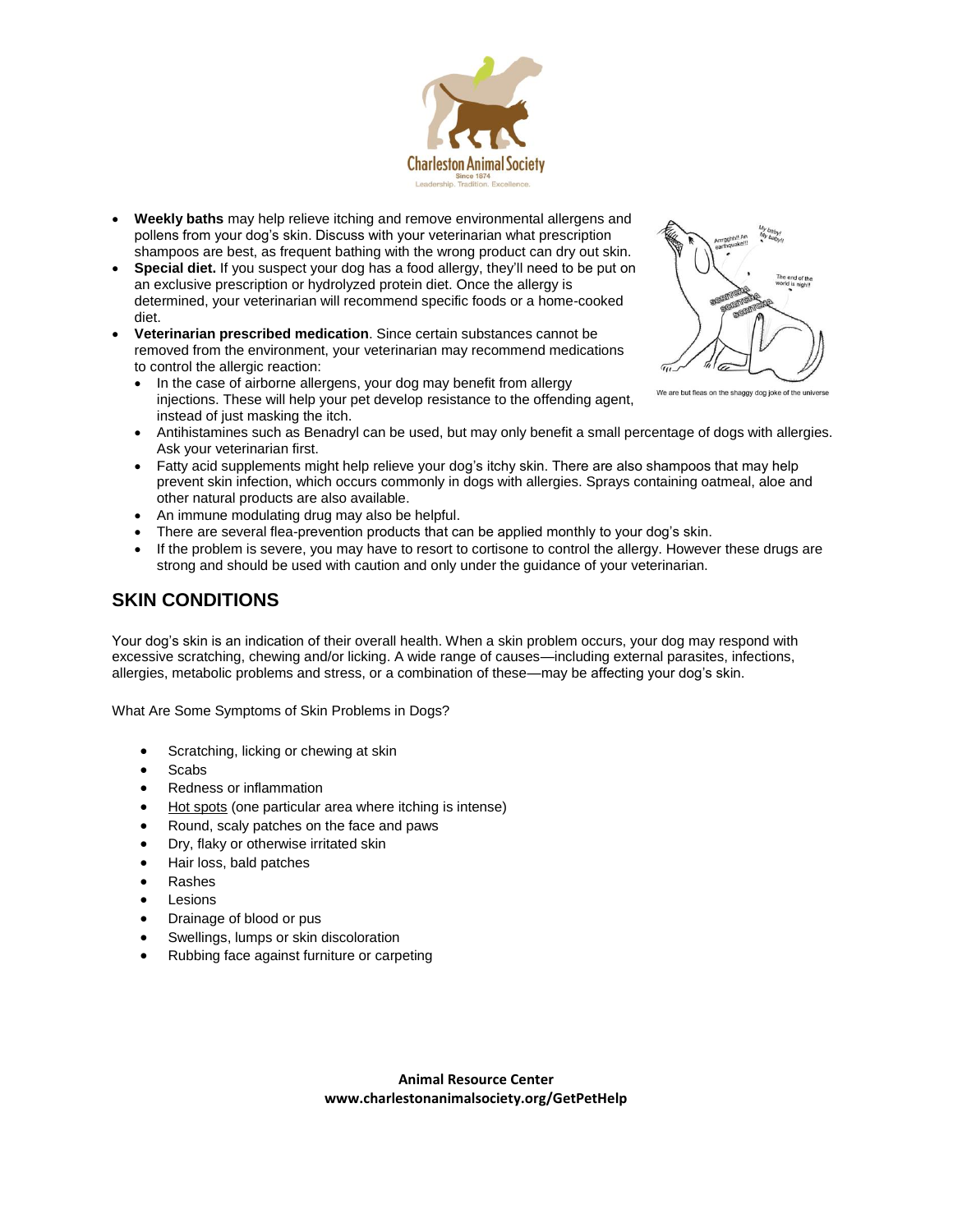- **Weekly baths** may help relieve itching and remove environmental allergens and pollens from your dog's skin. Discuss with your veterinarian what prescription shampoos are best, as frequent bathing with the wrong product can dry out skin.
- **Special diet.** If you suspect your dog has a food allergy, they'll need to be put on an exclusive prescription or hydrolyzed protein diet. Once the allergy is determined, your veterinarian will recommend specific foods or a home-cooked diet.
- **Veterinarian prescribed medication**. Since certain substances cannot be removed from the environment, your veterinarian may recommend medications to control the allergic reaction:
  - In the case of airborne allergens, your dog may benefit from allergy injections. These will help your pet develop resistance to the offending agent, instead of just masking the itch.
  - Antihistamines such as Benadryl can be used, but may only benefit a small percentage of dogs with allergies. Ask your veterinarian first.
  - Fatty acid supplements might help relieve your dog's itchy skin. There are also shampoos that may help prevent skin infection, which occurs commonly in dogs with allergies. Sprays containing oatmeal, aloe and other natural products are also available.
  - An immune modulating drug may also be helpful.
  - There are several flea-prevention products that can be applied monthly to your dog's skin.
  - If the problem is severe, you may have to resort to cortisone to control the allergy. However these drugs are strong and should be used with caution and only under the guidance of your veterinarian.

We are but fleas on the shaggy dog joke of the universe

## SKIN CONDITIONS

Your dog's skin is an indication of their overall health. When a skin problem occurs, your dog may respond with excessive scratching, chewing and/or licking. A wide range of causes—including external parasites, infections, allergies, metabolic problems and stress, or a combination of these—may be affecting your dog's skin.

What Are Some Symptoms of Skin Problems in Dogs?

- Scratching, licking or chewing at skin
- Scabs
- Redness or inflammation
- Hot spots (one particular area where itching is intense)
- Round, scaly patches on the face and paws
- Dry, flaky or otherwise irritated skin
- Hair loss, bald patches
- Rashes
- Lesions
- Drainage of blood or pus
- Swellings, lumps or skin discoloration
- Rubbing face against furniture or carpeting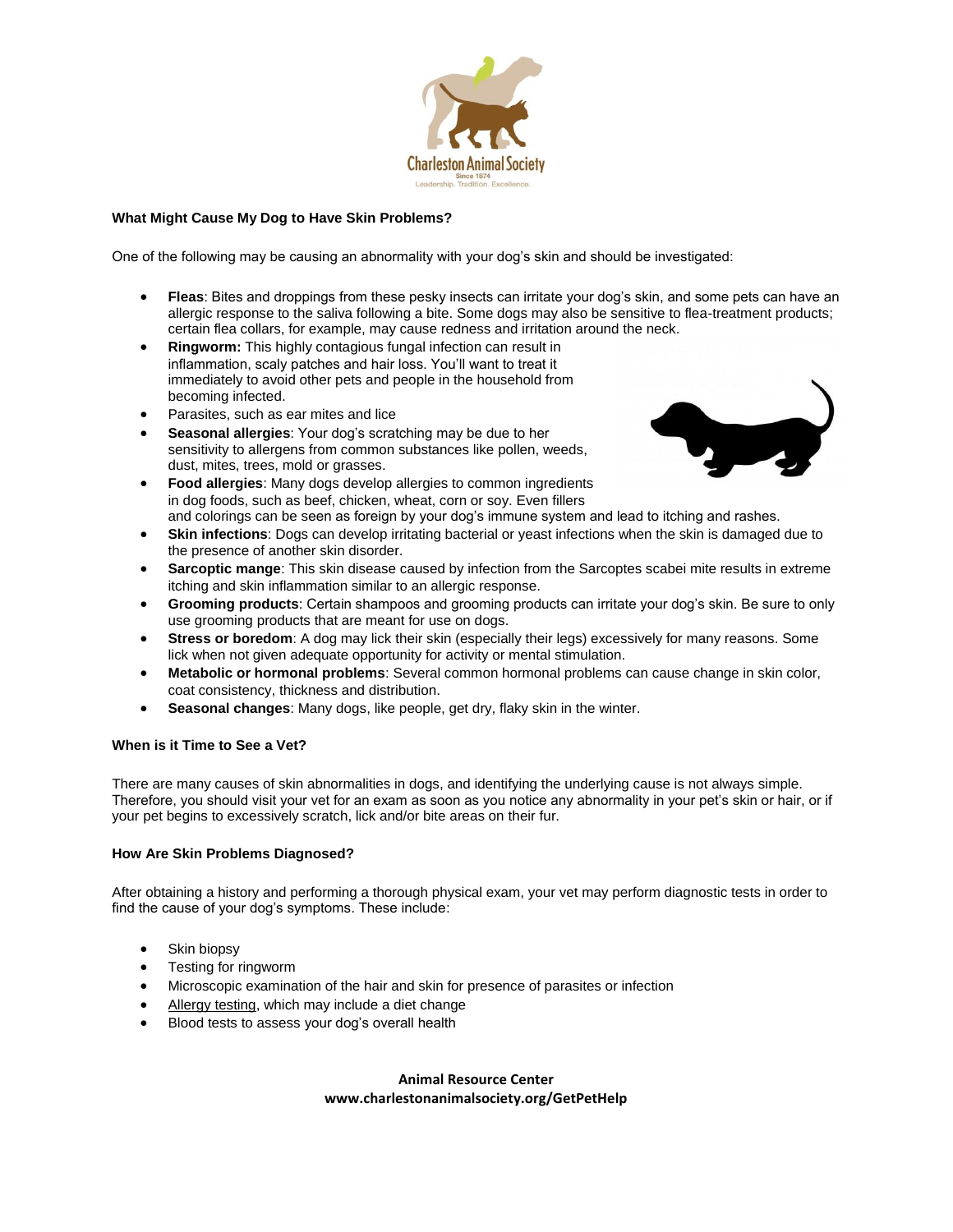### What Might Cause My Dog to Have Skin Problems?

One of the following may be causing an abnormality with your dog's skin and should be investigated:

- **Fleas**: Bites and droppings from these pesky insects can irritate your dog's skin, and some pets can have an allergic response to the saliva following a bite. Some dogs may also be sensitive to flea-treatment products; certain flea collars, for example, may cause redness and irritation around the neck.
- **Ringworm:** This highly contagious fungal infection can result in inflammation, scaly patches and hair loss. You'll want to treat it immediately to avoid other pets and people in the household from becoming infected.
- Parasites, such as ear mites and lice
- **Seasonal allergies**: Your dog's scratching may be due to her sensitivity to allergens from common substances like pollen, weeds, dust, mites, trees, mold or grasses.
- **Food allergies**: Many dogs develop allergies to common ingredients in dog foods, such as beef, chicken, wheat, corn or soy. Even fillers and colorings can be seen as foreign by your dog's immune system and lead to itching and rashes.
- **Skin infections**: Dogs can develop irritating bacterial or yeast infections when the skin is damaged due to the presence of another skin disorder.
- **Sarcoptic mange**: This skin disease caused by infection from the Sarcoptes scabei mite results in extreme itching and skin inflammation similar to an allergic response.
- **Grooming products**: Certain shampoos and grooming products can irritate your dog's skin. Be sure to only use grooming products that are meant for use on dogs.
- **Stress or boredom**: A dog may lick their skin (especially their legs) excessively for many reasons. Some lick when not given adequate opportunity for activity or mental stimulation.
- **Metabolic or hormonal problems**: Several common hormonal problems can cause change in skin color, coat consistency, thickness and distribution.
- **Seasonal changes**: Many dogs, like people, get dry, flaky skin in the winter.

### When is it Time to See a Vet?

There are many causes of skin abnormalities in dogs, and identifying the underlying cause is not always simple. Therefore, you should visit your vet for an exam as soon as you notice any abnormality in your pet's skin or hair, or if your pet begins to excessively scratch, lick and/or bite areas on their fur.

### How Are Skin Problems Diagnosed?

After obtaining a history and performing a thorough physical exam, your vet may perform diagnostic tests in order to find the cause of your dog's symptoms. These include:

- Skin biopsy
- Testing for ringworm
- Microscopic examination of the hair and skin for presence of parasites or infection
- Allergy testing, which may include a diet change
- Blood tests to assess your dog's overall health

**Animal Resource Center**
**www.charlestonanimalsociety.org/GetPetHelp**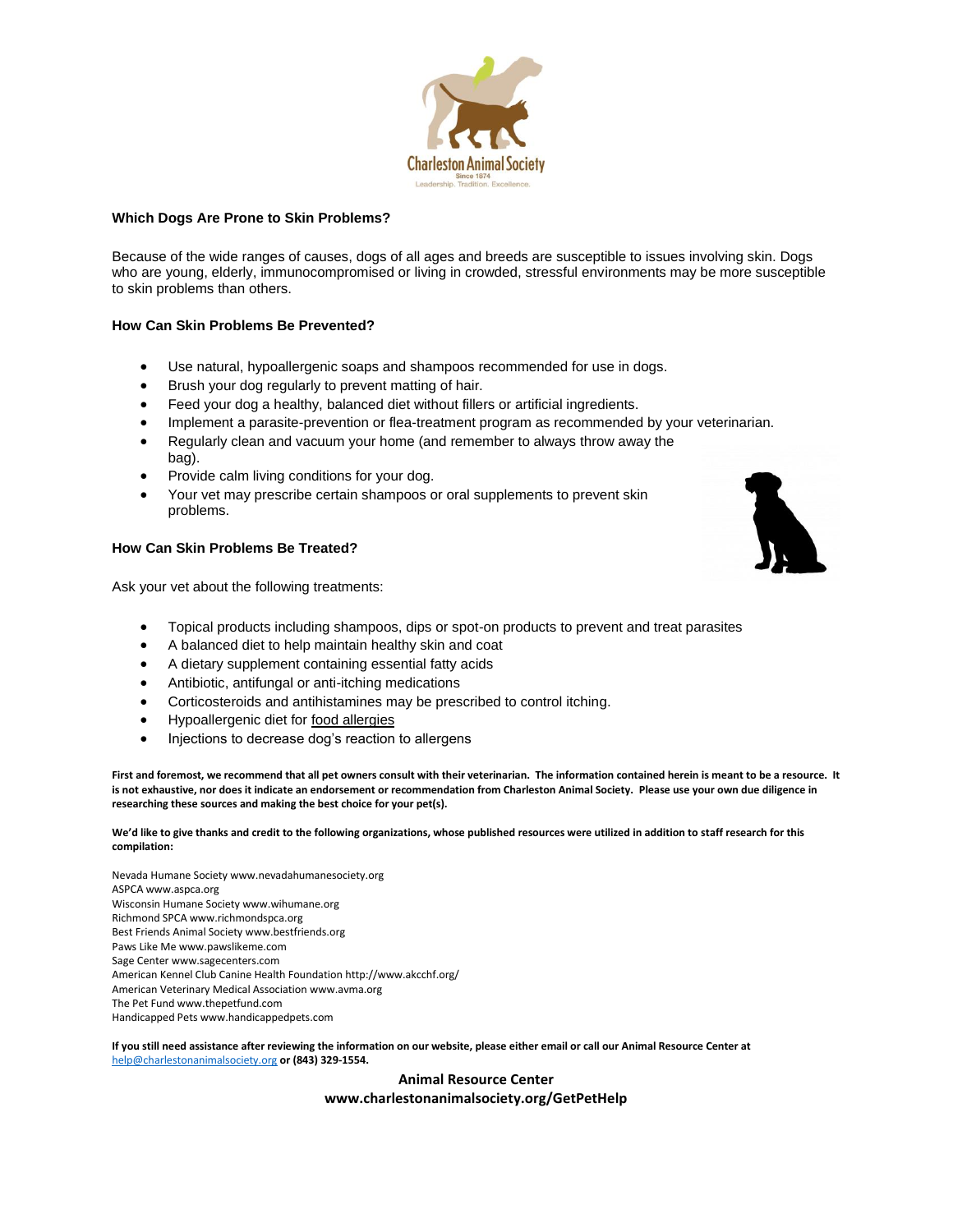Charleston Animal Society
Since 1874
Leadership. Tradition. Excellence.

### Which Dogs Are Prone to Skin Problems?

Because of the wide ranges of causes, dogs of all ages and breeds are susceptible to issues involving skin. Dogs who are young, elderly, immunocompromised or living in crowded, stressful environments may be more susceptible to skin problems than others.

### How Can Skin Problems Be Prevented?

- Use natural, hypoallergenic soaps and shampoos recommended for use in dogs.
- Brush your dog regularly to prevent matting of hair.
- Feed your dog a healthy, balanced diet without fillers or artificial ingredients.
- Implement a parasite-prevention or flea-treatment program as recommended by your veterinarian.
- Regularly clean and vacuum your home (and remember to always throw away the bag).
- Provide calm living conditions for your dog.
- Your vet may prescribe certain shampoos or oral supplements to prevent skin problems.

### How Can Skin Problems Be Treated?

Ask your vet about the following treatments:

- Topical products including shampoos, dips or spot-on products to prevent and treat parasites
- A balanced diet to help maintain healthy skin and coat
- A dietary supplement containing essential fatty acids
- Antibiotic, antifungal or anti-itching medications
- Corticosteroids and antihistamines may be prescribed to control itching.
- Hypoallergenic diet for food allergies
- Injections to decrease dog's reaction to allergens

**First and foremost, we recommend that all pet owners consult with their veterinarian. The information contained herein is meant to be a resource. It is not exhaustive, nor does it indicate an endorsement or recommendation from Charleston Animal Society. Please use your own due diligence in researching these sources and making the best choice for your pet(s).**

**We'd like to give thanks and credit to the following organizations, whose published resources were utilized in addition to staff research for this compilation:**

Nevada Humane Society www.nevadahumanesociety.org
ASPCA www.aspca.org
Wisconsin Humane Society www.wihumane.org
Richmond SPCA www.richmondspca.org
Best Friends Animal Society www.bestfriends.org
Paws Like Me www.pawslikeme.com
Sage Center www.sagecenters.com
American Kennel Club Canine Health Foundation http://www.akcchf.org/
American Veterinary Medical Association www.avma.org
The Pet Fund www.thepetfund.com
Handicapped Pets www.handicappedpets.com

**If you still need assistance after reviewing the information on our website, please either email or call our Animal Resource Center at** help@charlestonanimalsociety.org **or (843) 329-1554.**

**Animal Resource Center**
**www.charlestonanimalsociety.org/GetPetHelp**